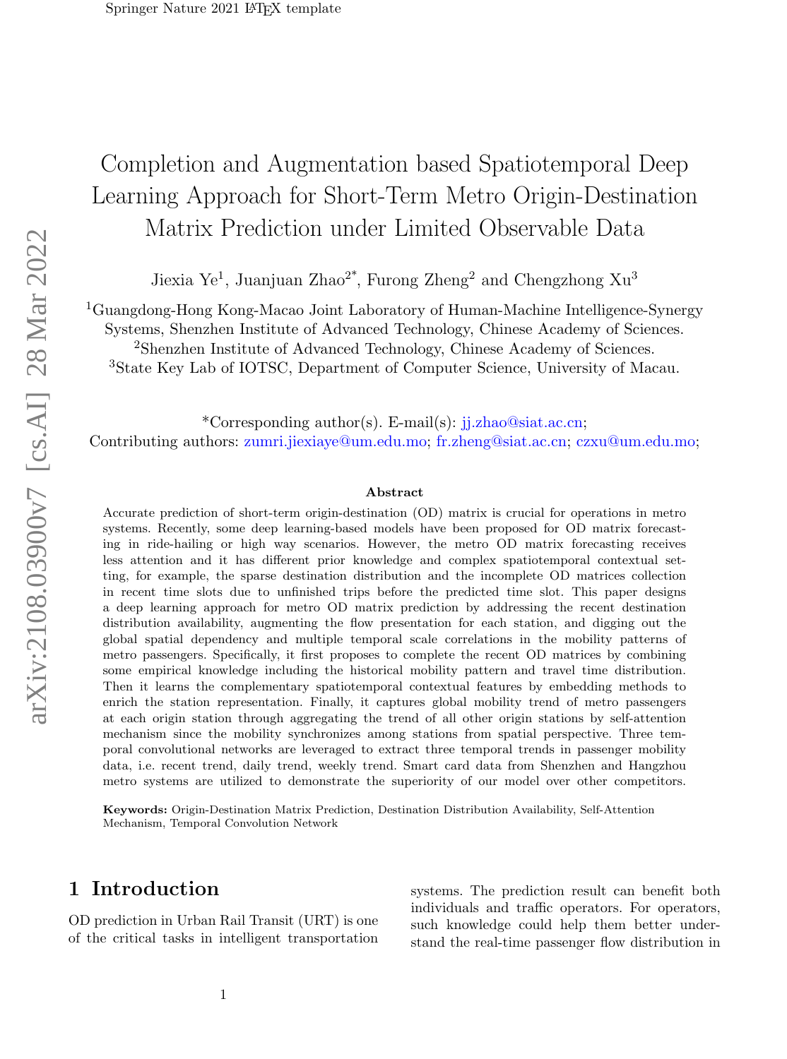# Completion and Augmentation based Spatiotemporal Deep Learning Approach for Short-Term Metro Origin-Destination Matrix Prediction under Limited Observable Data

Jiexia Ye[1], Juanjuan Zhao[2*], Furong Zheng[2] and Chengzhong Xu[3]

[1]Guangdong-Hong Kong-Macao Joint Laboratory of Human-Machine Intelligence-Synergy Systems, Shenzhen Institute of Advanced Technology, Chinese Academy of Sciences.
[2]Shenzhen Institute of Advanced Technology, Chinese Academy of Sciences.
[3]State Key Lab of IOTSC, Department of Computer Science, University of Macau.

*Corresponding author(s). E-mail(s): jj.zhao@siat.ac.cn;
Contributing authors: zumri.jiexiaye@um.edu.mo; fr.zheng@siat.ac.cn; czxu@um.edu.mo;

**Abstract**

Accurate prediction of short-term origin-destination (OD) matrix is crucial for operations in metro systems. Recently, some deep learning-based models have been proposed for OD matrix forecasting in ride-hailing or high way scenarios. However, the metro OD matrix forecasting receives less attention and it has different prior knowledge and complex spatiotemporal contextual setting, for example, the sparse destination distribution and the incomplete OD matrices collection in recent time slots due to unfinished trips before the predicted time slot. This paper designs a deep learning approach for metro OD matrix prediction by addressing the recent destination distribution availability, augmenting the flow presentation for each station, and digging out the global spatial dependency and multiple temporal scale correlations in the mobility patterns of metro passengers. Specifically, it first proposes to complete the recent OD matrices by combining some empirical knowledge including the historical mobility pattern and travel time distribution. Then it learns the complementary spatiotemporal contextual features by embedding methods to enrich the station representation. Finally, it captures global mobility trend of metro passengers at each origin station through aggregating the trend of all other origin stations by self-attention mechanism since the mobility synchronizes among stations from spatial perspective. Three temporal convolutional networks are leveraged to extract three temporal trends in passenger mobility data, i.e. recent trend, daily trend, weekly trend. Smart card data from Shenzhen and Hangzhou metro systems are utilized to demonstrate the superiority of our model over other competitors.

**Keywords:** Origin-Destination Matrix Prediction, Destination Distribution Availability, Self-Attention Mechanism, Temporal Convolution Network

## 1 Introduction

OD prediction in Urban Rail Transit (URT) is one of the critical tasks in intelligent transportation systems. The prediction result can benefit both individuals and traffic operators. For operators, such knowledge could help them better understand the real-time passenger flow distribution in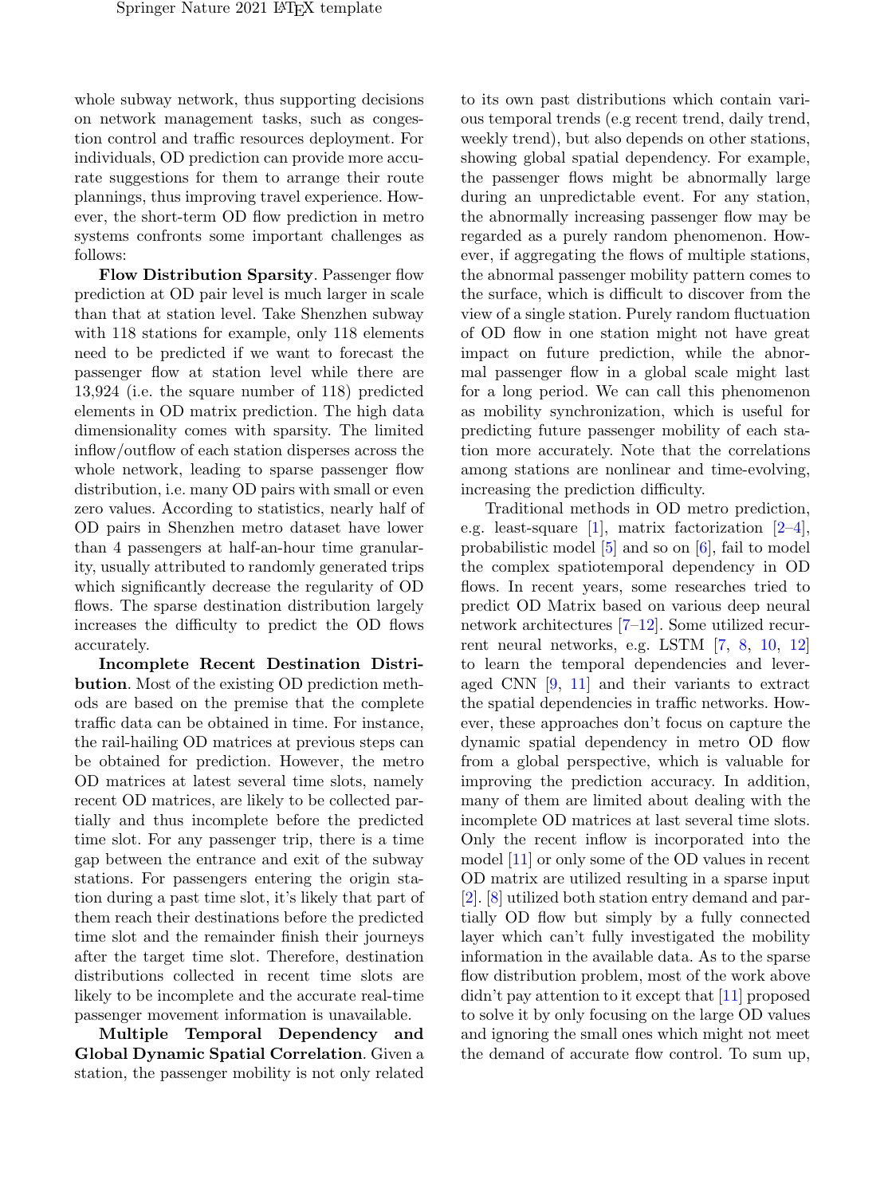whole subway network, thus supporting decisions on network management tasks, such as congestion control and traffic resources deployment. For individuals, OD prediction can provide more accurate suggestions for them to arrange their route plannings, thus improving travel experience. However, the short-term OD flow prediction in metro systems confronts some important challenges as follows:

**Flow Distribution Sparsity**. Passenger flow prediction at OD pair level is much larger in scale than that at station level. Take Shenzhen subway with 118 stations for example, only 118 elements need to be predicted if we want to forecast the passenger flow at station level while there are 13,924 (i.e. the square number of 118) predicted elements in OD matrix prediction. The high data dimensionality comes with sparsity. The limited inflow/outflow of each station disperses across the whole network, leading to sparse passenger flow distribution, i.e. many OD pairs with small or even zero values. According to statistics, nearly half of OD pairs in Shenzhen metro dataset have lower than 4 passengers at half-an-hour time granularity, usually attributed to randomly generated trips which significantly decrease the regularity of OD flows. The sparse destination distribution largely increases the difficulty to predict the OD flows accurately.

**Incomplete Recent Destination Distribution**. Most of the existing OD prediction methods are based on the premise that the complete traffic data can be obtained in time. For instance, the rail-hailing OD matrices at previous steps can be obtained for prediction. However, the metro OD matrices at latest several time slots, namely recent OD matrices, are likely to be collected partially and thus incomplete before the predicted time slot. For any passenger trip, there is a time gap between the entrance and exit of the subway stations. For passengers entering the origin station during a past time slot, it's likely that part of them reach their destinations before the predicted time slot and the remainder finish their journeys after the target time slot. Therefore, destination distributions collected in recent time slots are likely to be incomplete and the accurate real-time passenger movement information is unavailable.

**Multiple Temporal Dependency and Global Dynamic Spatial Correlation**. Given a station, the passenger mobility is not only related to its own past distributions which contain various temporal trends (e.g recent trend, daily trend, weekly trend), but also depends on other stations, showing global spatial dependency. For example, the passenger flows might be abnormally large during an unpredictable event. For any station, the abnormally increasing passenger flow may be regarded as a purely random phenomenon. However, if aggregating the flows of multiple stations, the abnormal passenger mobility pattern comes to the surface, which is difficult to discover from the view of a single station. Purely random fluctuation of OD flow in one station might not have great impact on future prediction, while the abnormal passenger flow in a global scale might last for a long period. We can call this phenomenon as mobility synchronization, which is useful for predicting future passenger mobility of each station more accurately. Note that the correlations among stations are nonlinear and time-evolving, increasing the prediction difficulty.

Traditional methods in OD metro prediction, e.g. least-square [1], matrix factorization [2–4], probabilistic model [5] and so on [6], fail to model the complex spatiotemporal dependency in OD flows. In recent years, some researches tried to predict OD Matrix based on various deep neural network architectures [7–12]. Some utilized recurrent neural networks, e.g. LSTM [7, 8, 10, 12] to learn the temporal dependencies and leveraged CNN [9, 11] and their variants to extract the spatial dependencies in traffic networks. However, these approaches don't focus on capture the dynamic spatial dependency in metro OD flow from a global perspective, which is valuable for improving the prediction accuracy. In addition, many of them are limited about dealing with the incomplete OD matrices at last several time slots. Only the recent inflow is incorporated into the model [11] or only some of the OD values in recent OD matrix are utilized resulting in a sparse input [2]. [8] utilized both station entry demand and partially OD flow but simply by a fully connected layer which can't fully investigated the mobility information in the available data. As to the sparse flow distribution problem, most of the work above didn't pay attention to it except that [11] proposed to solve it by only focusing on the large OD values and ignoring the small ones which might not meet the demand of accurate flow control. To sum up,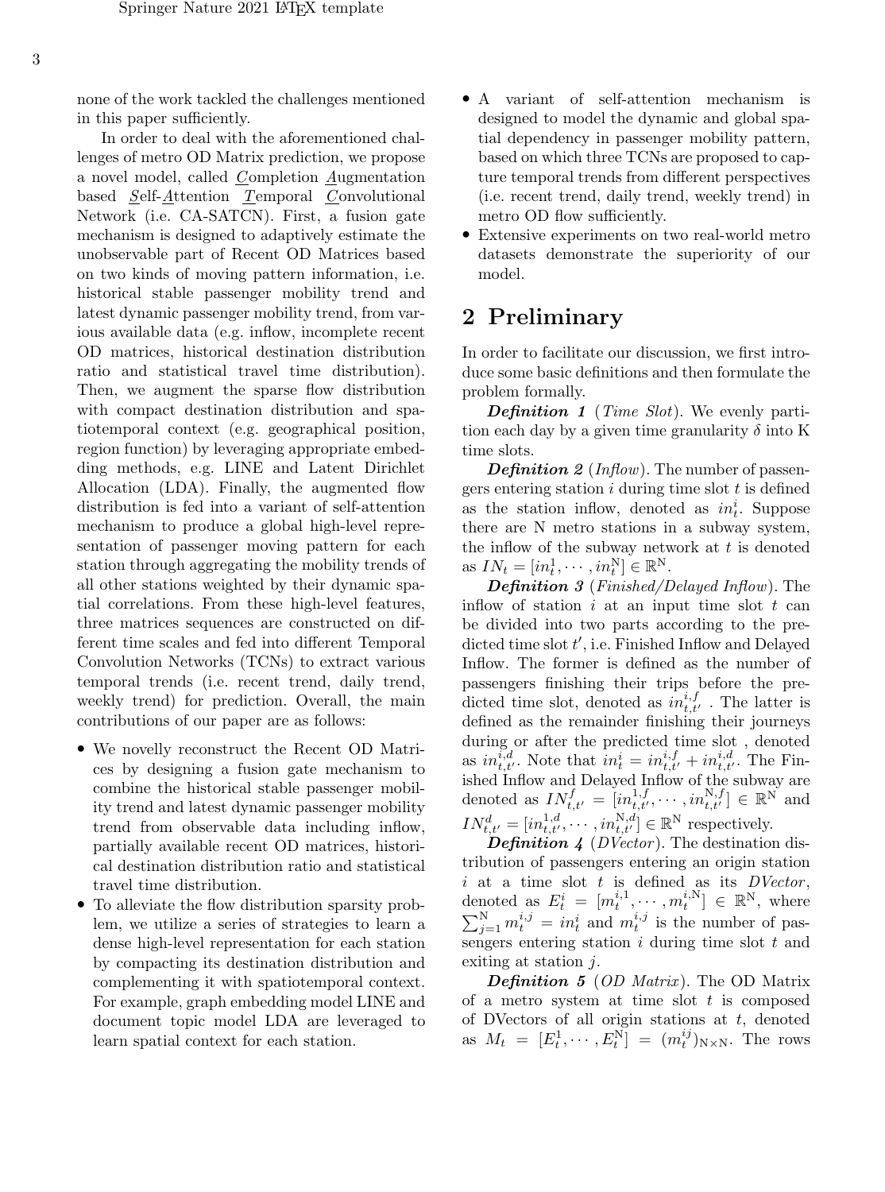none of the work tackled the challenges mentioned in this paper sufficiently.

In order to deal with the aforementioned challenges of metro OD Matrix prediction, we propose a novel model, called <u>C</u>ompletion <u>A</u>ugmentation based <u>S</u>elf-<u>A</u>ttention <u>T</u>emporal <u>C</u>onvolutional Network (i.e. CA-SATCN). First, a fusion gate mechanism is designed to adaptively estimate the unobservable part of Recent OD Matrices based on two kinds of moving pattern information, i.e. historical stable passenger mobility trend and latest dynamic passenger mobility trend, from various available data (e.g. inflow, incomplete recent OD matrices, historical destination distribution ratio and statistical travel time distribution). Then, we augment the sparse flow distribution with compact destination distribution and spatiotemporal context (e.g. geographical position, region function) by leveraging appropriate embedding methods, e.g. LINE and Latent Dirichlet Allocation (LDA). Finally, the augmented flow distribution is fed into a variant of self-attention mechanism to produce a global high-level representation of passenger moving pattern for each station through aggregating the mobility trends of all other stations weighted by their dynamic spatial correlations. From these high-level features, three matrices sequences are constructed on different time scales and fed into different Temporal Convolution Networks (TCNs) to extract various temporal trends (i.e. recent trend, daily trend, weekly trend) for prediction. Overall, the main contributions of our paper are as follows:

- We novelly reconstruct the Recent OD Matrices by designing a fusion gate mechanism to combine the historical stable passenger mobility trend and latest dynamic passenger mobility trend from observable data including inflow, partially available recent OD matrices, historical destination distribution ratio and statistical travel time distribution.
- To alleviate the flow distribution sparsity problem, we utilize a series of strategies to learn a dense high-level representation for each station by compacting its destination distribution and complementing it with spatiotemporal context. For example, graph embedding model LINE and document topic model LDA are leveraged to learn spatial context for each station.
- A variant of self-attention mechanism is designed to model the dynamic and global spatial dependency in passenger mobility pattern, based on which three TCNs are proposed to capture temporal trends from different perspectives (i.e. recent trend, daily trend, weekly trend) in metro OD flow sufficiently.
- Extensive experiments on two real-world metro datasets demonstrate the superiority of our model.

## 2 Preliminary

In order to facilitate our discussion, we first introduce some basic definitions and then formulate the problem formally.

***Definition 1*** (*Time Slot*). We evenly partition each day by a given time granularity $\delta$ into K time slots.

***Definition 2*** (*Inflow*). The number of passengers entering station $i$ during time slot $t$ is defined as the station inflow, denoted as $in_t^i$. Suppose there are N metro stations in a subway system, the inflow of the subway network at $t$ is denoted as $IN_t = [in_t^1, \cdots, in_t^{\mathrm{N}}] \in \mathbb{R}^{\mathrm{N}}$.

***Definition 3*** (*Finished/Delayed Inflow*). The inflow of station $i$ at an input time slot $t$ can be divided into two parts according to the predicted time slot $t'$, i.e. Finished Inflow and Delayed Inflow. The former is defined as the number of passengers finishing their trips before the predicted time slot, denoted as $in_{t,t'}^{i,f}$ . The latter is defined as the remainder finishing their journeys during or after the predicted time slot , denoted as $in_{t,t'}^{i,d}$. Note that $in_t^i = in_{t,t'}^{i,f} + in_{t,t'}^{i,d}$. The Finished Inflow and Delayed Inflow of the subway are denoted as $IN_{t,t'}^{f} = [in_{t,t'}^{1,f}, \cdots, in_{t,t'}^{\mathrm{N},f}] \in \mathbb{R}^{\mathrm{N}}$ and $IN_{t,t'}^{d} = [in_{t,t'}^{1,d}, \cdots, in_{t,t'}^{\mathrm{N},d}] \in \mathbb{R}^{\mathrm{N}}$ respectively.

***Definition 4*** (*DVector*). The destination distribution of passengers entering an origin station $i$ at a time slot $t$ is defined as its *DVector*, denoted as $E_t^i = [m_t^{i,1}, \cdots, m_t^{i,\mathrm{N}}] \in \mathbb{R}^{\mathrm{N}}$, where $\sum_{j=1}^{\mathrm{N}} m_t^{i,j} = in_t^i$ and $m_t^{i,j}$ is the number of passengers entering station $i$ during time slot $t$ and exiting at station $j$.

***Definition 5*** (*OD Matrix*). The OD Matrix of a metro system at time slot $t$ is composed of DVectors of all origin stations at $t$, denoted as $M_t = [E_t^1, \cdots, E_t^{\mathrm{N}}] = (m_t^{ij})_{\mathrm{N}\times\mathrm{N}}$. The rows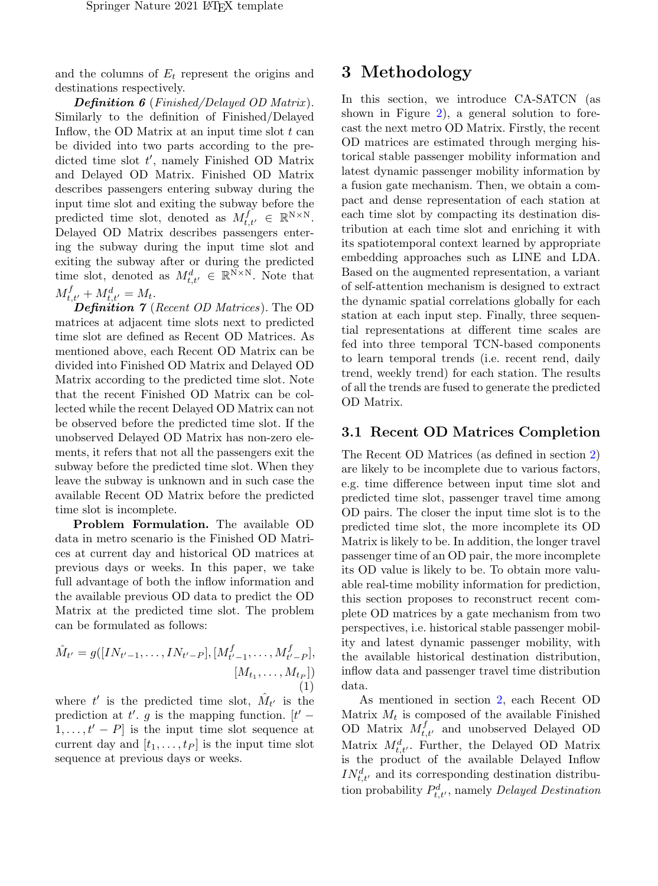and the columns of $E_t$ represent the origins and destinations respectively.

***Definition 6*** (*Finished/Delayed OD Matrix*). Similarly to the definition of Finished/Delayed Inflow, the OD Matrix at an input time slot $t$ can be divided into two parts according to the predicted time slot $t'$, namely Finished OD Matrix and Delayed OD Matrix. Finished OD Matrix describes passengers entering subway during the input time slot and exiting the subway before the predicted time slot, denoted as $M^f_{t,t'} \in \mathbb{R}^{N\times N}$. Delayed OD Matrix describes passengers entering the subway during the input time slot and exiting the subway after or during the predicted time slot, denoted as $M^d_{t,t'} \in \mathbb{R}^{N\times N}$. Note that $M^f_{t,t'} + M^d_{t,t'} = M_t$.

***Definition 7*** (*Recent OD Matrices*). The OD matrices at adjacent time slots next to predicted time slot are defined as Recent OD Matrices. As mentioned above, each Recent OD Matrix can be divided into Finished OD Matrix and Delayed OD Matrix according to the predicted time slot. Note that the recent Finished OD Matrix can be collected while the recent Delayed OD Matrix can not be observed before the predicted time slot. If the unobserved Delayed OD Matrix has non-zero elements, it refers that not all the passengers exit the subway before the predicted time slot. When they leave the subway is unknown and in such case the available Recent OD Matrix before the predicted time slot is incomplete.

**Problem Formulation.** The available OD data in metro scenario is the Finished OD Matrices at current day and historical OD matrices at previous days or weeks. In this paper, we take full advantage of both the inflow information and the available previous OD data to predict the OD Matrix at the predicted time slot. The problem can be formulated as follows:

$$\hat{M}_{t'} = g([IN_{t'-1}, \ldots, IN_{t'-P}], [M^f_{t'-1}, \ldots, M^f_{t'-P}], [M_{t_1}, \ldots, M_{t_P}]) \tag{1}$$

where $t'$ is the predicted time slot, $\hat{M}_{t'}$ is the prediction at $t'$. $g$ is the mapping function. $[t'-1, \ldots, t'-P]$ is the input time slot sequence at current day and $[t_1, \ldots, t_P]$ is the input time slot sequence at previous days or weeks.

# 3 Methodology

In this section, we introduce CA-SATCN (as shown in Figure 2), a general solution to forecast the next metro OD Matrix. Firstly, the recent OD matrices are estimated through merging historical stable passenger mobility information and latest dynamic passenger mobility information by a fusion gate mechanism. Then, we obtain a compact and dense representation of each station at each time slot by compacting its destination distribution at each time slot and enriching it with its spatiotemporal context learned by appropriate embedding approaches such as LINE and LDA. Based on the augmented representation, a variant of self-attention mechanism is designed to extract the dynamic spatial correlations globally for each station at each input step. Finally, three sequential representations at different time scales are fed into three temporal TCN-based components to learn temporal trends (i.e. recent rend, daily trend, weekly trend) for each station. The results of all the trends are fused to generate the predicted OD Matrix.

## 3.1 Recent OD Matrices Completion

The Recent OD Matrices (as defined in section 2) are likely to be incomplete due to various factors, e.g. time difference between input time slot and predicted time slot, passenger travel time among OD pairs. The closer the input time slot is to the predicted time slot, the more incomplete its OD Matrix is likely to be. In addition, the longer travel passenger time of an OD pair, the more incomplete its OD value is likely to be. To obtain more valuable real-time mobility information for prediction, this section proposes to reconstruct recent complete OD matrices by a gate mechanism from two perspectives, i.e. historical stable passenger mobility and latest dynamic passenger mobility, with the available historical destination distribution, inflow data and passenger travel time distribution data.

As mentioned in section 2, each Recent OD Matrix $M_t$ is composed of the available Finished OD Matrix $M^f_{t,t'}$ and unobserved Delayed OD Matrix $M^d_{t,t'}$. Further, the Delayed OD Matrix is the product of the available Delayed Inflow $IN^d_{t,t'}$ and its corresponding destination distribution probability $P^d_{t,t'}$, namely *Delayed Destination*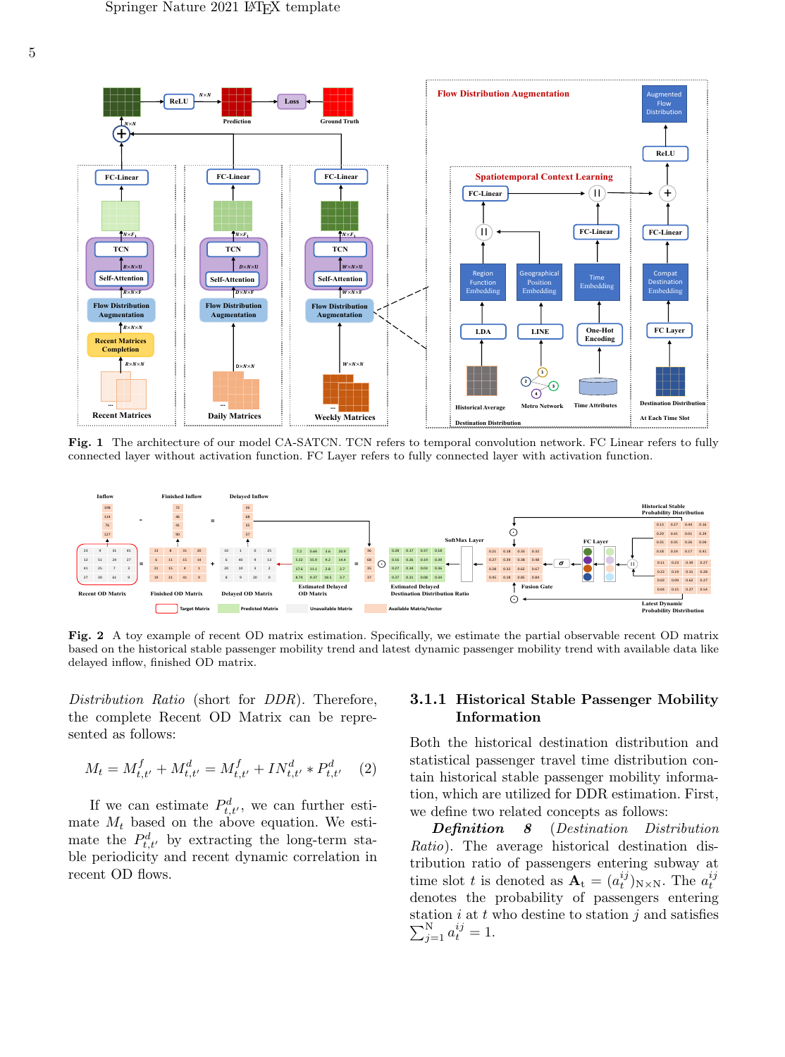**Fig. 1** The architecture of our model CA-SATCN. TCN refers to temporal convolution network. FC Linear refers to fully connected layer without activation function. FC Layer refers to fully connected layer with activation function.

**Fig. 2** A toy example of recent OD matrix estimation. Specifically, we estimate the partial observable recent OD matrix based on the historical stable passenger mobility trend and latest dynamic passenger mobility trend with available data like delayed inflow, finished OD matrix.

*Distribution Ratio* (short for *DDR*). Therefore, the complete Recent OD Matrix can be represented as follows:

$$M_t = M^f_{t,t'} + M^d_{t,t'} = M^f_{t,t'} + IN^d_{t,t'} * P^d_{t,t'} \quad (2)$$

If we can estimate $P^d_{t,t'}$, we can further estimate $M_t$ based on the above equation. We estimate the $P^d_{t,t'}$ by extracting the long-term stable periodicity and recent dynamic correlation in recent OD flows.

### 3.1.1 Historical Stable Passenger Mobility Information

Both the historical destination distribution and statistical passenger travel time distribution contain historical stable passenger mobility information, which are utilized for DDR estimation. First, we define two related concepts as follows:

***Definition 8*** (*Destination Distribution Ratio*). The average historical destination distribution ratio of passengers entering subway at time slot $t$ is denoted as $\mathbf{A}_t = (a_t^{ij})_{N\times N}$. The $a_t^{ij}$ denotes the probability of passengers entering station $i$ at $t$ who destine to station $j$ and satisfies $\sum_{j=1}^{N} a_t^{ij} = 1$.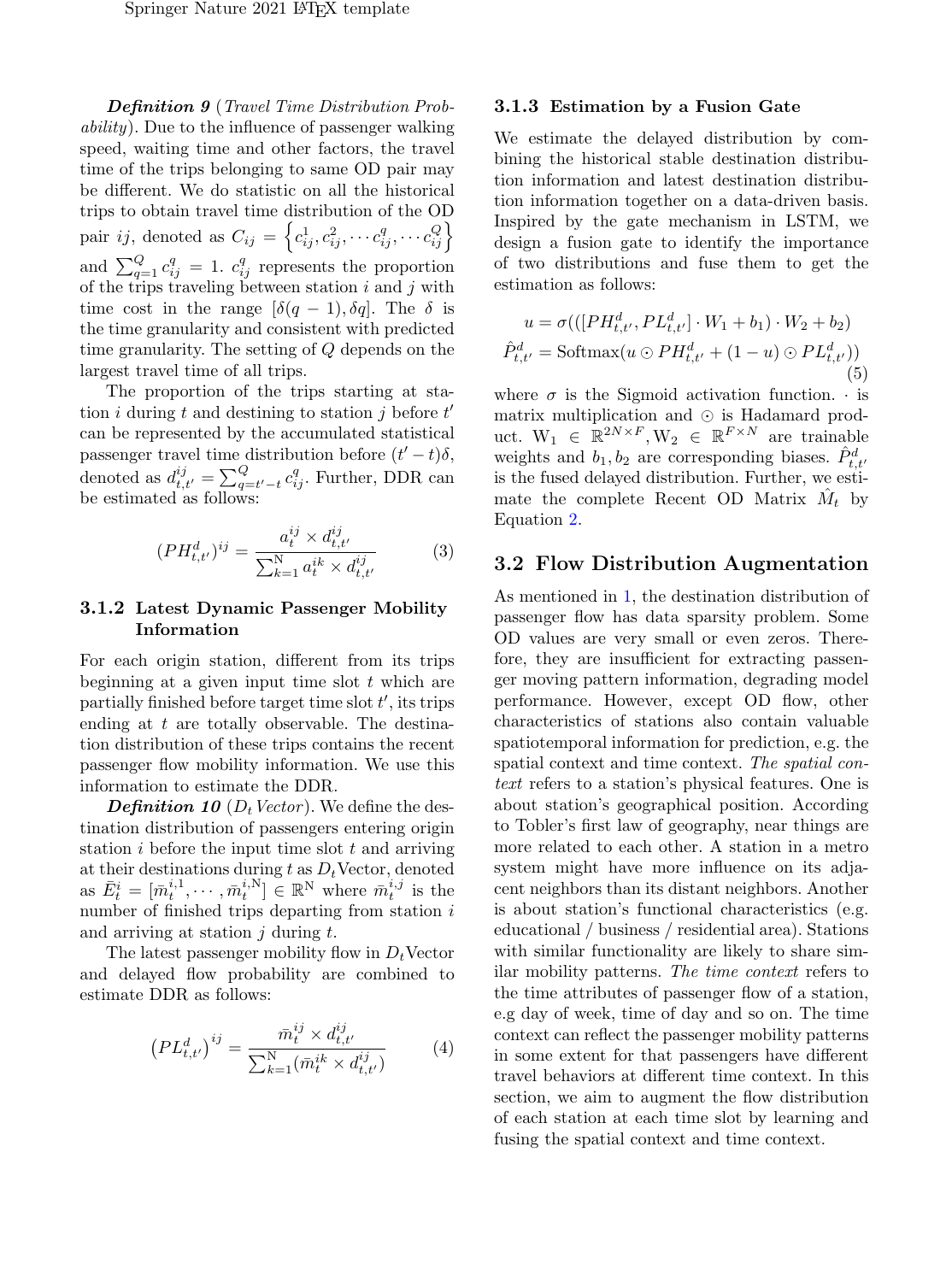***Definition 9*** (*Travel Time Distribution Probability*). Due to the influence of passenger walking speed, waiting time and other factors, the travel time of the trips belonging to same OD pair may be different. We do statistic on all the historical trips to obtain travel time distribution of the OD pair $ij$, denoted as $C_{ij} = \left\{c_{ij}^1, c_{ij}^2, \cdots c_{ij}^q, \cdots c_{ij}^Q\right\}$ and $\sum_{q=1}^{Q} c_{ij}^q = 1$. $c_{ij}^q$ represents the proportion of the trips traveling between station $i$ and $j$ with time cost in the range $[\delta(q-1), \delta q]$. The $\delta$ is the time granularity and consistent with predicted time granularity. The setting of $Q$ depends on the largest travel time of all trips.

The proportion of the trips starting at station $i$ during $t$ and destining to station $j$ before $t'$ can be represented by the accumulated statistical passenger travel time distribution before $(t'-t)\delta$, denoted as $d_{t,t'}^{ij} = \sum_{q=t'-t}^{Q} c_{ij}^q$. Further, DDR can be estimated as follows:

$$(PH_{t,t'}^d)^{ij} = \frac{a_t^{ij} \times d_{t,t'}^{ij}}{\sum_{k=1}^{\mathrm{N}} a_t^{ik} \times d_{t,t'}^{ij}} \tag{3}$$

### 3.1.2 Latest Dynamic Passenger Mobility Information

For each origin station, different from its trips beginning at a given input time slot $t$ which are partially finished before target time slot $t'$, its trips ending at $t$ are totally observable. The destination distribution of these trips contains the recent passenger flow mobility information. We use this information to estimate the DDR.

***Definition 10*** ($D_t$ *Vector*). We define the destination distribution of passengers entering origin station $i$ before the input time slot $t$ and arriving at their destinations during $t$ as $D_t$Vector, denoted as $\bar{E}_t^i = [\bar{m}_t^{i,1}, \cdots, \bar{m}_t^{i,\mathrm{N}}] \in \mathbb{R}^{\mathrm{N}}$ where $\bar{m}_t^{i,j}$ is the number of finished trips departing from station $i$ and arriving at station $j$ during $t$.

The latest passenger mobility flow in $D_t$Vector and delayed flow probability are combined to estimate DDR as follows:

$$\left(PL_{t,t'}^d\right)^{ij} = \frac{\bar{m}_t^{ij} \times d_{t,t'}^{ij}}{\sum_{k=1}^{\mathrm{N}} (\bar{m}_t^{ik} \times d_{t,t'}^{ij})} \tag{4}$$

### 3.1.3 Estimation by a Fusion Gate

We estimate the delayed distribution by combining the historical stable destination distribution information and latest destination distribution information together on a data-driven basis. Inspired by the gate mechanism in LSTM, we design a fusion gate to identify the importance of two distributions and fuse them to get the estimation as follows:

$$\begin{aligned} u &= \sigma(([PH_{t,t'}^d, PL_{t,t'}^d] \cdot W_1 + b_1) \cdot W_2 + b_2) \\ \hat{P}_{t,t'}^d &= \mathrm{Softmax}(u \odot PH_{t,t'}^d + (1-u) \odot PL_{t,t'}^d)) \end{aligned} \tag{5}$$

where $\sigma$ is the Sigmoid activation function. $\cdot$ is matrix multiplication and $\odot$ is Hadamard product. $\mathrm{W}_1 \in \mathbb{R}^{2N \times F}, \mathrm{W}_2 \in \mathbb{R}^{F \times N}$ are trainable weights and $b_1, b_2$ are corresponding biases. $\hat{P}_{t,t'}^d$ is the fused delayed distribution. Further, we estimate the complete Recent OD Matrix $\hat{M}_t$ by Equation 2.

## 3.2 Flow Distribution Augmentation

As mentioned in 1, the destination distribution of passenger flow has data sparsity problem. Some OD values are very small or even zeros. Therefore, they are insufficient for extracting passenger moving pattern information, degrading model performance. However, except OD flow, other characteristics of stations also contain valuable spatiotemporal information for prediction, e.g. the spatial context and time context. *The spatial context* refers to a station's physical features. One is about station's geographical position. According to Tobler's first law of geography, near things are more related to each other. A station in a metro system might have more influence on its adjacent neighbors than its distant neighbors. Another is about station's functional characteristics (e.g. educational / business / residential area). Stations with similar functionality are likely to share similar mobility patterns. *The time context* refers to the time attributes of passenger flow of a station, e.g day of week, time of day and so on. The time context can reflect the passenger mobility patterns in some extent for that passengers have different travel behaviors at different time context. In this section, we aim to augment the flow distribution of each station at each time slot by learning and fusing the spatial context and time context.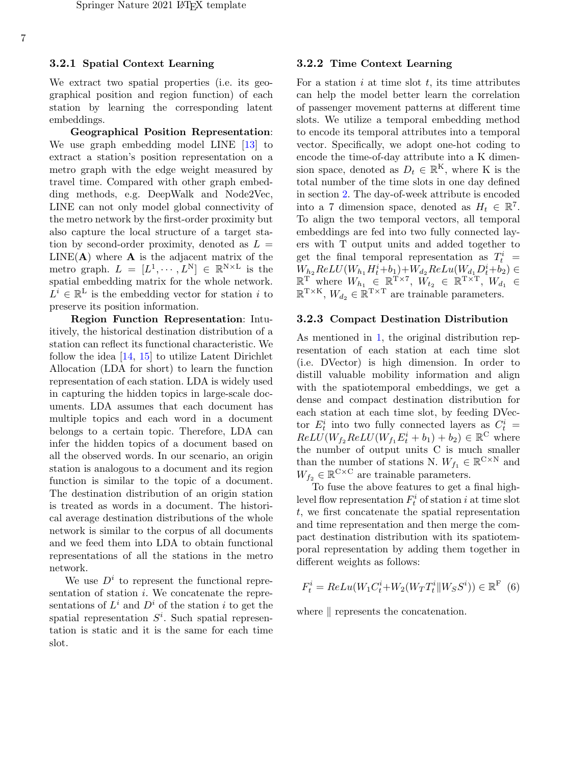#### 3.2.1 Spatial Context Learning

We extract two spatial properties (i.e. its geographical position and region function) of each station by learning the corresponding latent embeddings.

**Geographical Position Representation**: We use graph embedding model LINE [13] to extract a station's position representation on a metro graph with the edge weight measured by travel time. Compared with other graph embedding methods, e.g. DeepWalk and Node2Vec, LINE can not only model global connectivity of the metro network by the first-order proximity but also capture the local structure of a target station by second-order proximity, denoted as $L = \mathrm{LINE}(\mathbf{A})$ where $\mathbf{A}$ is the adjacent matrix of the metro graph. $L = [L^1, \cdots, L^{\mathrm{N}}] \in \mathbb{R}^{\mathrm{N} \times \mathrm{L}}$ is the spatial embedding matrix for the whole network. $L^i \in \mathbb{R}^{\mathrm{L}}$ is the embedding vector for station $i$ to preserve its position information.

**Region Function Representation**: Intuitively, the historical destination distribution of a station can reflect its functional characteristic. We follow the idea [14, 15] to utilize Latent Dirichlet Allocation (LDA for short) to learn the function representation of each station. LDA is widely used in capturing the hidden topics in large-scale documents. LDA assumes that each document has multiple topics and each word in a document belongs to a certain topic. Therefore, LDA can infer the hidden topics of a document based on all the observed words. In our scenario, an origin station is analogous to a document and its region function is similar to the topic of a document. The destination distribution of an origin station is treated as words in a document. The historical average destination distributions of the whole network is similar to the corpus of all documents and we feed them into LDA to obtain functional representations of all the stations in the metro network.

We use $D^i$ to represent the functional representation of station $i$. We concatenate the representations of $L^i$ and $D^i$ of the station $i$ to get the spatial representation $S^i$. Such spatial representation is static and it is the same for each time slot.

#### 3.2.2 Time Context Learning

For a station $i$ at time slot $t$, its time attributes can help the model better learn the correlation of passenger movement patterns at different time slots. We utilize a temporal embedding method to encode its temporal attributes into a temporal vector. Specifically, we adopt one-hot coding to encode the time-of-day attribute into a K dimension space, denoted as $D_t \in \mathbb{R}^{\mathrm{K}}$, where K is the total number of the time slots in one day defined in section 2. The day-of-week attribute is encoded into a 7 dimension space, denoted as $H_t \in \mathbb{R}^7$. To align the two temporal vectors, all temporal embeddings are fed into two fully connected layers with T output units and added together to get the final temporal representation as $T_t^i = W_{h_2} ReLU(W_{h_1} H_t^i + b_1) + W_{d_2} ReLu(W_{d_1} D_t^i + b_2) \in \mathbb{R}^{\mathrm{T}}$ where $W_{h_1} \in \mathbb{R}^{\mathrm{T} \times 7}$, $W_{t_2} \in \mathbb{R}^{\mathrm{T} \times \mathrm{T}}$, $W_{d_1} \in \mathbb{R}^{\mathrm{T} \times \mathrm{K}}$, $W_{d_2} \in \mathbb{R}^{\mathrm{T} \times \mathrm{T}}$ are trainable parameters.

#### 3.2.3 Compact Destination Distribution

As mentioned in 1, the original distribution representation of each station at each time slot (i.e. DVector) is high dimension. In order to distill valuable mobility information and align with the spatiotemporal embeddings, we get a dense and compact destination distribution for each station at each time slot, by feeding DVector $E_t^i$ into two fully connected layers as $C_t^i = ReLU(W_{f_2} ReLU(W_{f_1} E_t^i + b_1) + b_2) \in \mathbb{R}^{\mathrm{C}}$ where the number of output units C is much smaller than the number of stations N. $W_{f_1} \in \mathbb{R}^{\mathrm{C} \times \mathrm{N}}$ and $W_{f_2} \in \mathbb{R}^{\mathrm{C} \times \mathrm{C}}$ are trainable parameters.

To fuse the above features to get a final high-level flow representation $F_t^i$ of station $i$ at time slot $t$, we first concatenate the spatial representation and time representation and then merge the compact destination distribution with its spatiotemporal representation by adding them together in different weights as follows:

$$F_t^i = ReLu(W_1 C_t^i + W_2 (W_T T_t^i \| W_S S^i)) \in \mathbb{R}^{\mathrm{F}} \quad (6)$$

where $\|$ represents the concatenation.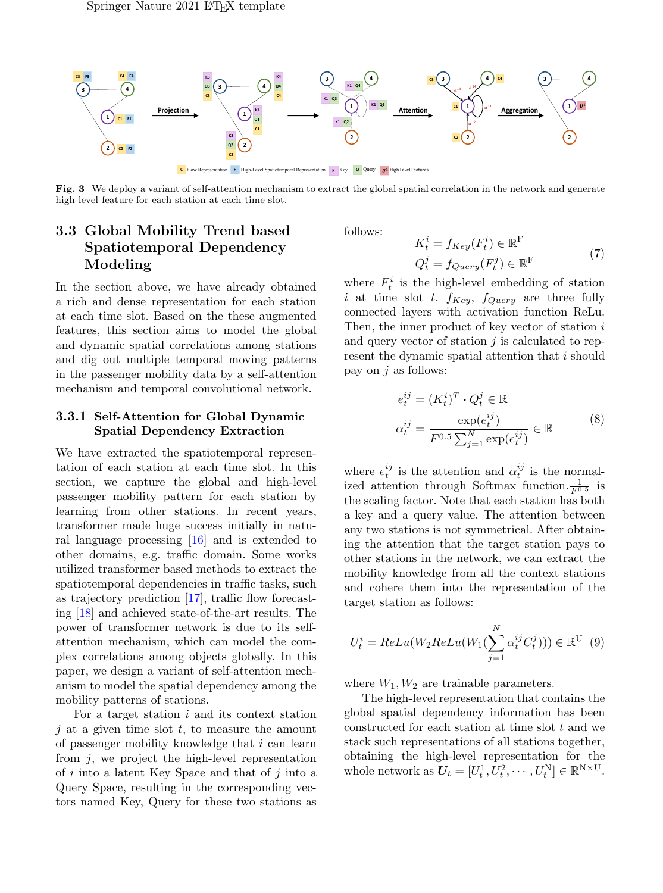Fig. 3 We deploy a variant of self-attention mechanism to extract the global spatial correlation in the network and generate high-level feature for each station at each time slot.

### 3.3 Global Mobility Trend based Spatiotemporal Dependency Modeling

In the section above, we have already obtained a rich and dense representation for each station at each time slot. Based on the these augmented features, this section aims to model the global and dynamic spatial correlations among stations and dig out multiple temporal moving patterns in the passenger mobility data by a self-attention mechanism and temporal convolutional network.

#### 3.3.1 Self-Attention for Global Dynamic Spatial Dependency Extraction

We have extracted the spatiotemporal representation of each station at each time slot. In this section, we capture the global and high-level passenger mobility pattern for each station by learning from other stations. In recent years, transformer made huge success initially in natural language processing [16] and is extended to other domains, e.g. traffic domain. Some works utilized transformer based methods to extract the spatiotemporal dependencies in traffic tasks, such as trajectory prediction [17], traffic flow forecasting [18] and achieved state-of-the-art results. The power of transformer network is due to its self-attention mechanism, which can model the complex correlations among objects globally. In this paper, we design a variant of self-attention mechanism to model the spatial dependency among the mobility patterns of stations.

For a target station $i$ and its context station $j$ at a given time slot $t$, to measure the amount of passenger mobility knowledge that $i$ can learn from $j$, we project the high-level representation of $i$ into a latent Key Space and that of $j$ into a Query Space, resulting in the corresponding vectors named Key, Query for these two stations as follows:

$$
\begin{aligned}
K_t^i &= f_{Key}(F_t^i) \in \mathbb{R}^{\mathrm{F}} \\
Q_t^j &= f_{Query}(F_t^j) \in \mathbb{R}^{\mathrm{F}}
\end{aligned}
\tag{7}
$$

where $F_t^i$ is the high-level embedding of station $i$ at time slot $t$. $f_{Key}$, $f_{Query}$ are three fully connected layers with activation function ReLu. Then, the inner product of key vector of station $i$ and query vector of station $j$ is calculated to represent the dynamic spatial attention that $i$ should pay on $j$ as follows:

$$
\begin{aligned}
e_t^{ij} &= (K_t^i)^T \cdot Q_t^j \in \mathbb{R} \\
\alpha_t^{ij} &= \frac{\exp(e_t^{ij})}{F^{0.5}\sum_{j=1}^{N}\exp(e_t^{ij})} \in \mathbb{R}
\end{aligned}
\tag{8}
$$

where $e_t^{ij}$ is the attention and $\alpha_t^{ij}$ is the normalized attention through Softmax function. $\frac{1}{F^{0.5}}$ is the scaling factor. Note that each station has both a key and a query value. The attention between any two stations is not symmetrical. After obtaining the attention that the target station pays to other stations in the network, we can extract the mobility knowledge from all the context stations and cohere them into the representation of the target station as follows:

$$
U_t^i = ReLu(W_2 ReLu(W_1(\sum_{j=1}^{N}\alpha_t^{ij}C_t^j))) \in \mathbb{R}^{\mathrm{U}} \tag{9}
$$

where $W_1, W_2$ are trainable parameters.

The high-level representation that contains the global spatial dependency information has been constructed for each station at time slot $t$ and we stack such representations of all stations together, obtaining the high-level representation for the whole network as $\boldsymbol{U}_t = [U_t^1, U_t^2, \cdots, U_t^{\mathrm{N}}] \in \mathbb{R}^{\mathrm{N}\times\mathrm{U}}$.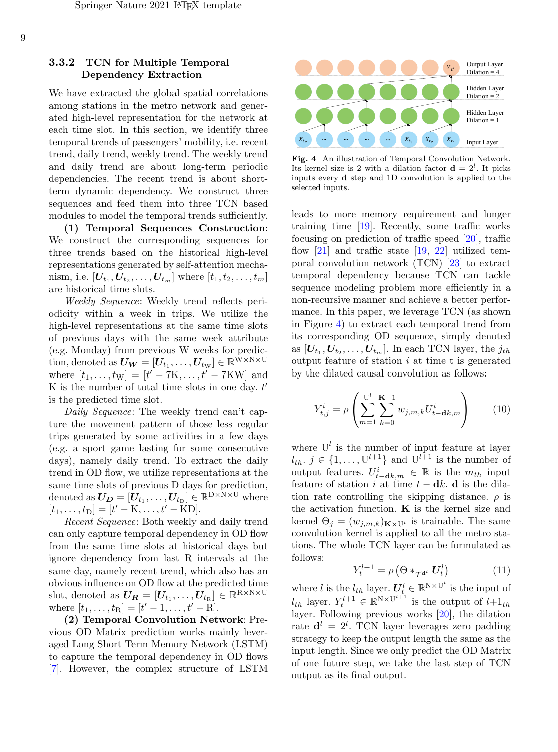### 3.3.2 TCN for Multiple Temporal Dependency Extraction

We have extracted the global spatial correlations among stations in the metro network and generated high-level representation for the network at each time slot. In this section, we identify three temporal trends of passengers' mobility, i.e. recent trend, daily trend, weekly trend. The weekly trend and daily trend are about long-term periodic dependencies. The recent trend is about short-term dynamic dependency. We construct three sequences and feed them into three TCN based modules to model the temporal trends sufficiently.

**(1) Temporal Sequences Construction**: We construct the corresponding sequences for three trends based on the historical high-level representations generated by self-attention mechanism, i.e. $[\boldsymbol{U}_{t_1}, \boldsymbol{U}_{t_2}, \ldots, \boldsymbol{U}_{t_m}]$ where $[t_1, t_2, \ldots, t_m]$ are historical time slots.

*Weekly Sequence*: Weekly trend reflects periodicity within a week in trips. We utilize the high-level representations at the same time slots of previous days with the same week attribute (e.g. Monday) from previous W weeks for prediction, denoted as $\boldsymbol{U_W} = [\boldsymbol{U}_{t_1}, \ldots, \boldsymbol{U}_{t_W}] \in \mathbb{R}^{\mathrm{W} \times \mathrm{N} \times \mathrm{U}}$ where $[t_1, \ldots, t_{\mathrm{W}}] = [t' - 7\mathrm{K}, \ldots, t' - 7\mathrm{KW}]$ and K is the number of total time slots in one day. $t'$ is the predicted time slot.

*Daily Sequence*: The weekly trend can't capture the movement pattern of those less regular trips generated by some activities in a few days (e.g. a sport game lasting for some consecutive days), namely daily trend. To extract the daily trend in OD flow, we utilize representations at the same time slots of previous D days for prediction, denoted as $\boldsymbol{U_D} = [\boldsymbol{U}_{t_1}, \ldots, \boldsymbol{U}_{t_D}] \in \mathbb{R}^{\mathrm{D} \times \mathrm{N} \times \mathrm{U}}$ where $[t_1, \ldots, t_{\mathrm{D}}] = [t' - \mathrm{K}, \ldots, t' - \mathrm{KD}]$.

*Recent Sequence*: Both weekly and daily trend can only capture temporal dependency in OD flow from the same time slots at historical days but ignore dependency from last R intervals at the same day, namely recent trend, which also has an obvious influence on OD flow at the predicted time slot, denoted as $\boldsymbol{U_R} = [\boldsymbol{U}_{t_1}, \ldots, \boldsymbol{U}_{t_R}] \in \mathbb{R}^{\mathrm{R} \times \mathrm{N} \times \mathrm{U}}$ where $[t_1, \ldots, t_{\mathrm{R}}] = [t' - 1, \ldots, t' - \mathrm{R}]$.

**(2) Temporal Convolution Network**: Previous OD Matrix prediction works mainly leveraged Long Short Term Memory Network (LSTM) to capture the temporal dependency in OD flows [7]. However, the complex structure of LSTM leads to more memory requirement and longer training time [19]. Recently, some traffic works focusing on prediction of traffic speed [20], traffic flow [21] and traffic state [19, 22] utilized temporal convolution network (TCN) [23] to extract temporal dependency because TCN can tackle sequence modeling problem more efficiently in a non-recursive manner and achieve a better performance. In this paper, we leverage TCN (as shown in Figure 4) to extract each temporal trend from its corresponding OD sequence, simply denoted as $[\boldsymbol{U}_{t_1}, \boldsymbol{U}_{t_2}, \ldots, \boldsymbol{U}_{t_m}]$. In each TCN layer, the $j_{th}$ output feature of station $i$ at time t is generated by the dilated causal convolution as follows:

Fig. 4 An illustration of Temporal Convolution Network. Its kernel size is 2 with a dilation factor $\mathbf{d} = 2^l$. It picks inputs every $\mathbf{d}$ step and 1D convolution is applied to the selected inputs.

$$Y_{t,j}^{i} = \rho\left(\sum_{m=1}^{\mathrm{U}^l} \sum_{k=0}^{\mathbf{K}-1} w_{j,m,k} U_{t-\mathbf{d}k,m}^{i}\right) \tag{10}$$

where $\mathrm{U}^l$ is the number of input feature at layer $l_{th}$. $j \in \{1, \ldots, \mathrm{U}^{l+1}\}$ and $\mathrm{U}^{l+1}$ is the number of output features. $U_{t-\mathbf{d}k,m}^{i} \in \mathbb{R}$ is the $m_{th}$ input feature of station $i$ at time $t - \mathbf{d}k$. $\mathbf{d}$ is the dilation rate controlling the skipping distance. $\rho$ is the activation function. $\mathbf{K}$ is the kernel size and kernel $\Theta_j = (w_{j,m,k})_{\mathbf{K} \times \mathrm{U}^l}$ is trainable. The same convolution kernel is applied to all the metro stations. The whole TCN layer can be formulated as follows:

$$Y_t^{l+1} = \rho\left(\Theta *_{\mathcal{T}\mathbf{d}^l} \boldsymbol{U}_t^l\right) \tag{11}$$

where $l$ is the $l_{th}$ layer. $\boldsymbol{U}_t^l \in \mathbb{R}^{\mathrm{N} \times \mathrm{U}^l}$ is the input of $l_{th}$ layer. $Y_t^{l+1} \in \mathbb{R}^{\mathrm{N} \times \mathrm{U}^{l+1}}$ is the output of $l+1_{th}$ layer. Following previous works [20], the dilation rate $\mathbf{d}^l = 2^l$. TCN layer leverages zero padding strategy to keep the output length the same as the input length. Since we only predict the OD Matrix of one future step, we take the last step of TCN output as its final output.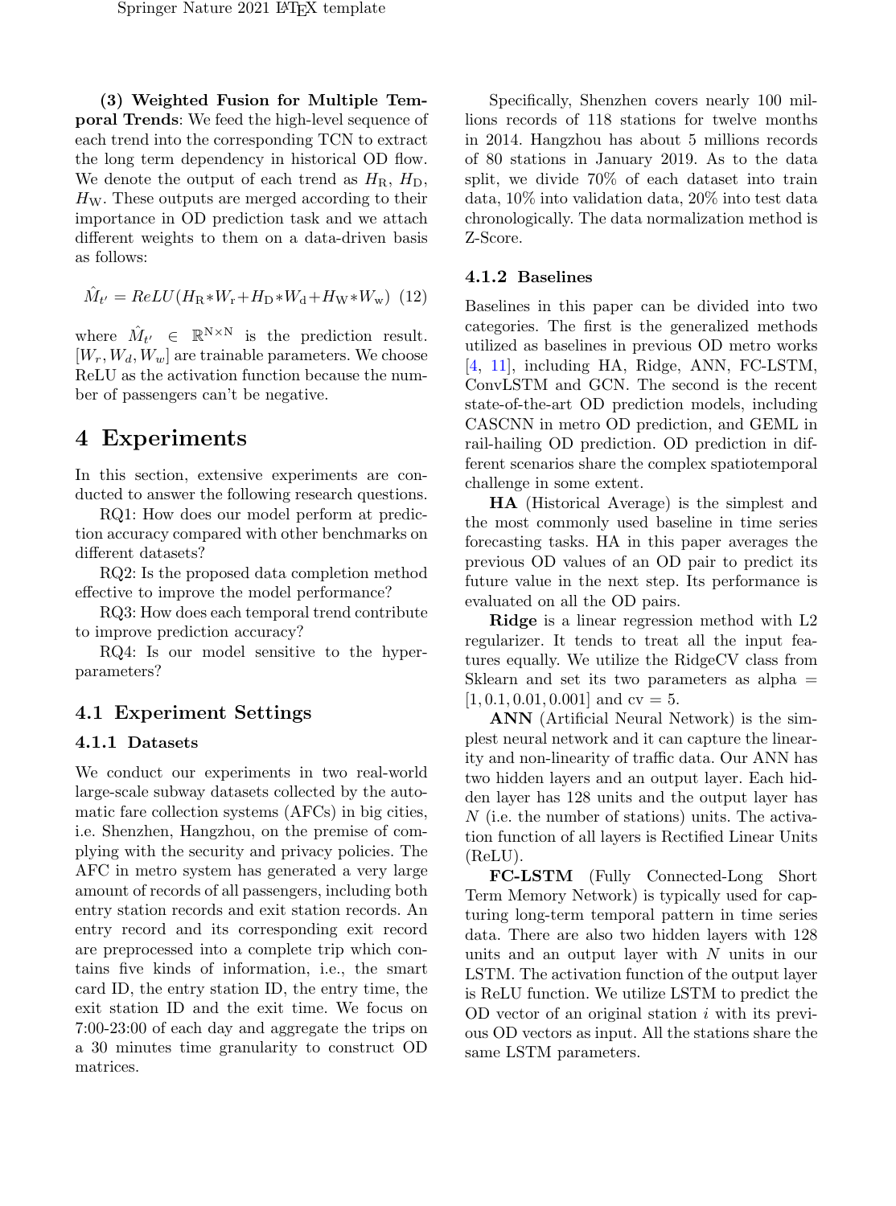**(3) Weighted Fusion for Multiple Temporal Trends**: We feed the high-level sequence of each trend into the corresponding TCN to extract the long term dependency in historical OD flow. We denote the output of each trend as $H_{\mathrm{R}}$, $H_{\mathrm{D}}$, $H_{\mathrm{W}}$. These outputs are merged according to their importance in OD prediction task and we attach different weights to them on a data-driven basis as follows:

$$\hat{M}_{t'} = ReLU(H_{\mathrm{R}} * W_{\mathrm{r}} + H_{\mathrm{D}} * W_{\mathrm{d}} + H_{\mathrm{W}} * W_{\mathrm{w}}) \quad (12)$$

where $\hat{M}_{t'} \in \mathbb{R}^{\mathrm{N} \times \mathrm{N}}$ is the prediction result. $[W_r, W_d, W_w]$ are trainable parameters. We choose ReLU as the activation function because the number of passengers can't be negative.

# 4 Experiments

In this section, extensive experiments are conducted to answer the following research questions.

RQ1: How does our model perform at prediction accuracy compared with other benchmarks on different datasets?

RQ2: Is the proposed data completion method effective to improve the model performance?

RQ3: How does each temporal trend contribute to improve prediction accuracy?

RQ4: Is our model sensitive to the hyperparameters?

## 4.1 Experiment Settings

### 4.1.1 Datasets

We conduct our experiments in two real-world large-scale subway datasets collected by the automatic fare collection systems (AFCs) in big cities, i.e. Shenzhen, Hangzhou, on the premise of complying with the security and privacy policies. The AFC in metro system has generated a very large amount of records of all passengers, including both entry station records and exit station records. An entry record and its corresponding exit record are preprocessed into a complete trip which contains five kinds of information, i.e., the smart card ID, the entry station ID, the entry time, the exit station ID and the exit time. We focus on 7:00-23:00 of each day and aggregate the trips on a 30 minutes time granularity to construct OD matrices.

Specifically, Shenzhen covers nearly 100 millions records of 118 stations for twelve months in 2014. Hangzhou has about 5 millions records of 80 stations in January 2019. As to the data split, we divide 70% of each dataset into train data, 10% into validation data, 20% into test data chronologically. The data normalization method is Z-Score.

### 4.1.2 Baselines

Baselines in this paper can be divided into two categories. The first is the generalized methods utilized as baselines in previous OD metro works [4, 11], including HA, Ridge, ANN, FC-LSTM, ConvLSTM and GCN. The second is the recent state-of-the-art OD prediction models, including CASCNN in metro OD prediction, and GEML in rail-hailing OD prediction. OD prediction in different scenarios share the complex spatiotemporal challenge in some extent.

**HA** (Historical Average) is the simplest and the most commonly used baseline in time series forecasting tasks. HA in this paper averages the previous OD values of an OD pair to predict its future value in the next step. Its performance is evaluated on all the OD pairs.

**Ridge** is a linear regression method with L2 regularizer. It tends to treat all the input features equally. We utilize the RidgeCV class from Sklearn and set its two parameters as alpha = $[1, 0.1, 0.01, 0.001]$ and cv = 5.

**ANN** (Artificial Neural Network) is the simplest neural network and it can capture the linearity and non-linearity of traffic data. Our ANN has two hidden layers and an output layer. Each hidden layer has 128 units and the output layer has $N$ (i.e. the number of stations) units. The activation function of all layers is Rectified Linear Units (ReLU).

**FC-LSTM** (Fully Connected-Long Short Term Memory Network) is typically used for capturing long-term temporal pattern in time series data. There are also two hidden layers with 128 units and an output layer with $N$ units in our LSTM. The activation function of the output layer is ReLU function. We utilize LSTM to predict the OD vector of an original station $i$ with its previous OD vectors as input. All the stations share the same LSTM parameters.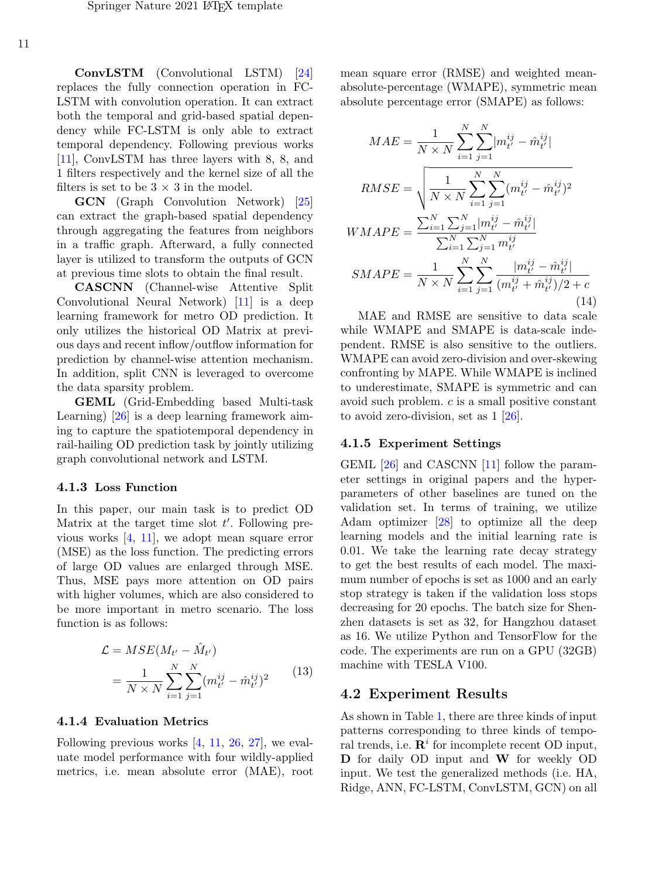**ConvLSTM** (Convolutional LSTM) [24] replaces the fully connection operation in FC-LSTM with convolution operation. It can extract both the temporal and grid-based spatial dependency while FC-LSTM is only able to extract temporal dependency. Following previous works [11], ConvLSTM has three layers with 8, 8, and 1 filters respectively and the kernel size of all the filters is set to be 3 × 3 in the model.

**GCN** (Graph Convolution Network) [25] can extract the graph-based spatial dependency through aggregating the features from neighbors in a traffic graph. Afterward, a fully connected layer is utilized to transform the outputs of GCN at previous time slots to obtain the final result.

**CASCNN** (Channel-wise Attentive Split Convolutional Neural Network) [11] is a deep learning framework for metro OD prediction. It only utilizes the historical OD Matrix at previous days and recent inflow/outflow information for prediction by channel-wise attention mechanism. In addition, split CNN is leveraged to overcome the data sparsity problem.

**GEML** (Grid-Embedding based Multi-task Learning) [26] is a deep learning framework aiming to capture the spatiotemporal dependency in rail-hailing OD prediction task by jointly utilizing graph convolutional network and LSTM.

### 4.1.3 Loss Function

In this paper, our main task is to predict OD Matrix at the target time slot $t'$. Following previous works [4, 11], we adopt mean square error (MSE) as the loss function. The predicting errors of large OD values are enlarged through MSE. Thus, MSE pays more attention on OD pairs with higher volumes, which are also considered to be more important in metro scenario. The loss function is as follows:

$$
\begin{aligned}
\mathcal{L} &= MSE(M_{t'} - \hat{M}_{t'}) \\
&= \frac{1}{N \times N} \sum_{i=1}^{N} \sum_{j=1}^{N} (m_{t'}^{ij} - \hat{m}_{t'}^{ij})^2
\end{aligned}
\tag{13}
$$

### 4.1.4 Evaluation Metrics

Following previous works [4, 11, 26, 27], we evaluate model performance with four wildly-applied metrics, i.e. mean absolute error (MAE), root mean square error (RMSE) and weighted mean-absolute-percentage (WMAPE), symmetric mean absolute percentage error (SMAPE) as follows:

$$
\begin{aligned}
MAE &= \frac{1}{N \times N} \sum_{i=1}^{N} \sum_{j=1}^{N} |m_{t'}^{ij} - \hat{m}_{t'}^{ij}| \\
RMSE &= \sqrt{\frac{1}{N \times N} \sum_{i=1}^{N} \sum_{j=1}^{N} (m_{t'}^{ij} - \hat{m}_{t'}^{ij})^2} \\
WMAPE &= \frac{\sum_{i=1}^{N} \sum_{j=1}^{N} |m_{t'}^{ij} - \hat{m}_{t'}^{ij}|}{\sum_{i=1}^{N} \sum_{j=1}^{N} m_{t'}^{ij}} \\
SMAPE &= \frac{1}{N \times N} \sum_{i=1}^{N} \sum_{j=1}^{N} \frac{|m_{t'}^{ij} - \hat{m}_{t'}^{ij}|}{(m_{t'}^{ij} + \hat{m}_{t'}^{ij})/2 + c}
\end{aligned}
\tag{14}
$$

MAE and RMSE are sensitive to data scale while WMAPE and SMAPE is data-scale independent. RMSE is also sensitive to the outliers. WMAPE can avoid zero-division and over-skewing confronting by MAPE. While WMAPE is inclined to underestimate, SMAPE is symmetric and can avoid such problem. $c$ is a small positive constant to avoid zero-division, set as 1 [26].

### 4.1.5 Experiment Settings

GEML [26] and CASCNN [11] follow the parameter settings in original papers and the hyper-parameters of other baselines are tuned on the validation set. In terms of training, we utilize Adam optimizer [28] to optimize all the deep learning models and the initial learning rate is 0.01. We take the learning rate decay strategy to get the best results of each model. The maximum number of epochs is set as 1000 and an early stop strategy is taken if the validation loss stops decreasing for 20 epochs. The batch size for Shenzhen datasets is set as 32, for Hangzhou dataset as 16. We utilize Python and TensorFlow for the code. The experiments are run on a GPU (32GB) machine with TESLA V100.

## 4.2 Experiment Results

As shown in Table 1, there are three kinds of input patterns corresponding to three kinds of temporal trends, i.e. $\mathbf{R}^i$ for incomplete recent OD input, $\mathbf{D}$ for daily OD input and $\mathbf{W}$ for weekly OD input. We test the generalized methods (i.e. HA, Ridge, ANN, FC-LSTM, ConvLSTM, GCN) on all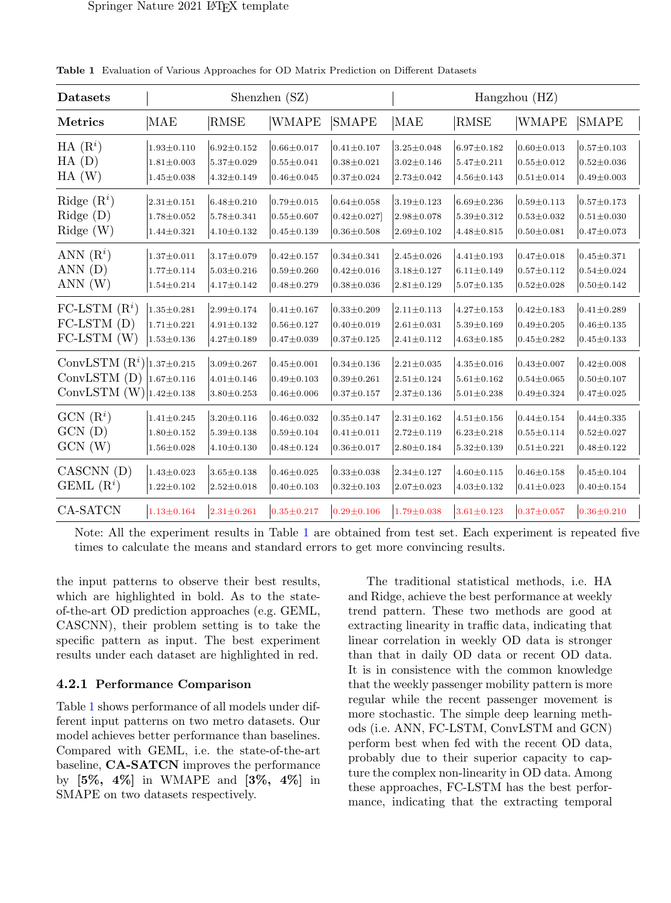**Table 1** Evaluation of Various Approaches for OD Matrix Prediction on Different Datasets

| Datasets | Shenzhen (SZ) | | | | Hangzhou (HZ) | | | |
|---|---|---|---|---|---|---|---|---|
| **Metrics** | MAE | RMSE | WMAPE | SMAPE | MAE | RMSE | WMAPE | SMAPE |
| HA ($R^i$) | 1.93±0.110 | 6.92±0.152 | 0.66±0.017 | 0.41±0.107 | 3.25±0.048 | 6.97±0.182 | 0.60±0.013 | 0.57±0.103 |
| HA (D) | 1.81±0.003 | 5.37±0.029 | 0.55±0.041 | 0.38±0.021 | 3.02±0.146 | 5.47±0.211 | 0.55±0.012 | 0.52±0.036 |
| HA (W) | 1.45±0.038 | 4.32±0.149 | 0.46±0.045 | 0.37±0.024 | 2.73±0.042 | 4.56±0.143 | 0.51±0.014 | 0.49±0.003 |
| Ridge ($R^i$) | 2.31±0.151 | 6.48±0.210 | 0.79±0.015 | 0.64±0.058 | 3.19±0.123 | 6.69±0.236 | 0.59±0.113 | 0.57±0.173 |
| Ridge (D) | 1.78±0.052 | 5.78±0.341 | 0.55±0.607 | 0.42±0.027] | 2.98±0.078 | 5.39±0.312 | 0.53±0.032 | 0.51±0.030 |
| Ridge (W) | 1.44±0.321 | 4.10±0.132 | 0.45±0.139 | 0.36±0.508 | 2.69±0.102 | 4.48±0.815 | 0.50±0.081 | 0.47±0.073 |
| ANN ($R^i$) | 1.37±0.011 | 3.17±0.079 | 0.42±0.157 | 0.34±0.341 | 2.45±0.026 | 4.41±0.193 | 0.47±0.018 | 0.45±0.371 |
| ANN (D) | 1.77±0.114 | 5.03±0.216 | 0.59±0.260 | 0.42±0.016 | 3.18±0.127 | 6.11±0.149 | 0.57±0.112 | 0.54±0.024 |
| ANN (W) | 1.54±0.214 | 4.17±0.142 | 0.48±0.279 | 0.38±0.036 | 2.81±0.129 | 5.07±0.135 | 0.52±0.028 | 0.50±0.142 |
| FC-LSTM ($R^i$) | 1.35±0.281 | 2.99±0.174 | 0.41±0.167 | 0.33±0.209 | 2.11±0.113 | 4.27±0.153 | 0.42±0.183 | 0.41±0.289 |
| FC-LSTM (D) | 1.71±0.221 | 4.91±0.132 | 0.56±0.127 | 0.40±0.019 | 2.61±0.031 | 5.39±0.169 | 0.49±0.205 | 0.46±0.135 |
| FC-LSTM (W) | 1.53±0.136 | 4.27±0.189 | 0.47±0.039 | 0.37±0.125 | 2.41±0.112 | 4.63±0.185 | 0.45±0.282 | 0.45±0.133 |
| ConvLSTM ($R^i$) | 1.37±0.215 | 3.09±0.267 | 0.45±0.001 | 0.34±0.136 | 2.21±0.035 | 4.35±0.016 | 0.43±0.007 | 0.42±0.008 |
| ConvLSTM (D) | 1.67±0.116 | 4.01±0.146 | 0.49±0.103 | 0.39±0.261 | 2.51±0.124 | 5.61±0.162 | 0.54±0.065 | 0.50±0.107 |
| ConvLSTM (W) | 1.42±0.138 | 3.80±0.253 | 0.46±0.006 | 0.37±0.157 | 2.37±0.136 | 5.01±0.238 | 0.49±0.324 | 0.47±0.025 |
| GCN ($R^i$) | 1.41±0.245 | 3.20±0.116 | 0.46±0.032 | 0.35±0.147 | 2.31±0.162 | 4.51±0.156 | 0.44±0.154 | 0.44±0.335 |
| GCN (D) | 1.80±0.152 | 5.39±0.138 | 0.59±0.104 | 0.41±0.011 | 2.72±0.119 | 6.23±0.218 | 0.55±0.114 | 0.52±0.027 |
| GCN (W) | 1.56±0.028 | 4.10±0.130 | 0.48±0.124 | 0.36±0.017 | 2.80±0.184 | 5.32±0.139 | 0.51±0.221 | 0.48±0.122 |
| CASCNN (D) | 1.43±0.023 | 3.65±0.138 | 0.46±0.025 | 0.33±0.038 | 2.34±0.127 | 4.60±0.115 | 0.46±0.158 | 0.45±0.104 |
| GEML ($R^i$) | 1.22±0.102 | 2.52±0.018 | 0.40±0.103 | 0.32±0.103 | 2.07±0.023 | 4.03±0.132 | 0.41±0.023 | 0.40±0.154 |
| CA-SATCN | 1.13±0.164 | 2.31±0.261 | 0.35±0.217 | 0.29±0.106 | 1.79±0.038 | 3.61±0.123 | 0.37±0.057 | 0.36±0.210 |

Note: All the experiment results in Table 1 are obtained from test set. Each experiment is repeated five times to calculate the means and standard errors to get more convincing results.

the input patterns to observe their best results, which are highlighted in bold. As to the state-of-the-art OD prediction approaches (e.g. GEML, CASCNN), their problem setting is to take the specific pattern as input. The best experiment results under each dataset are highlighted in red.

### 4.2.1 Performance Comparison

Table 1 shows performance of all models under different input patterns on two metro datasets. Our model achieves better performance than baselines. Compared with GEML, i.e. the state-of-the-art baseline, **CA-SATCN** improves the performance by **[5%, 4%]** in WMAPE and **[3%, 4%]** in SMAPE on two datasets respectively.

The traditional statistical methods, i.e. HA and Ridge, achieve the best performance at weekly trend pattern. These two methods are good at extracting linearity in traffic data, indicating that linear correlation in weekly OD data is stronger than that in daily OD data or recent OD data. It is in consistence with the common knowledge that the weekly passenger mobility pattern is more regular while the recent passenger movement is more stochastic. The simple deep learning methods (i.e. ANN, FC-LSTM, ConvLSTM and GCN) perform best when fed with the recent OD data, probably due to their superior capacity to capture the complex non-linearity in OD data. Among these approaches, FC-LSTM has the best performance, indicating that the extracting temporal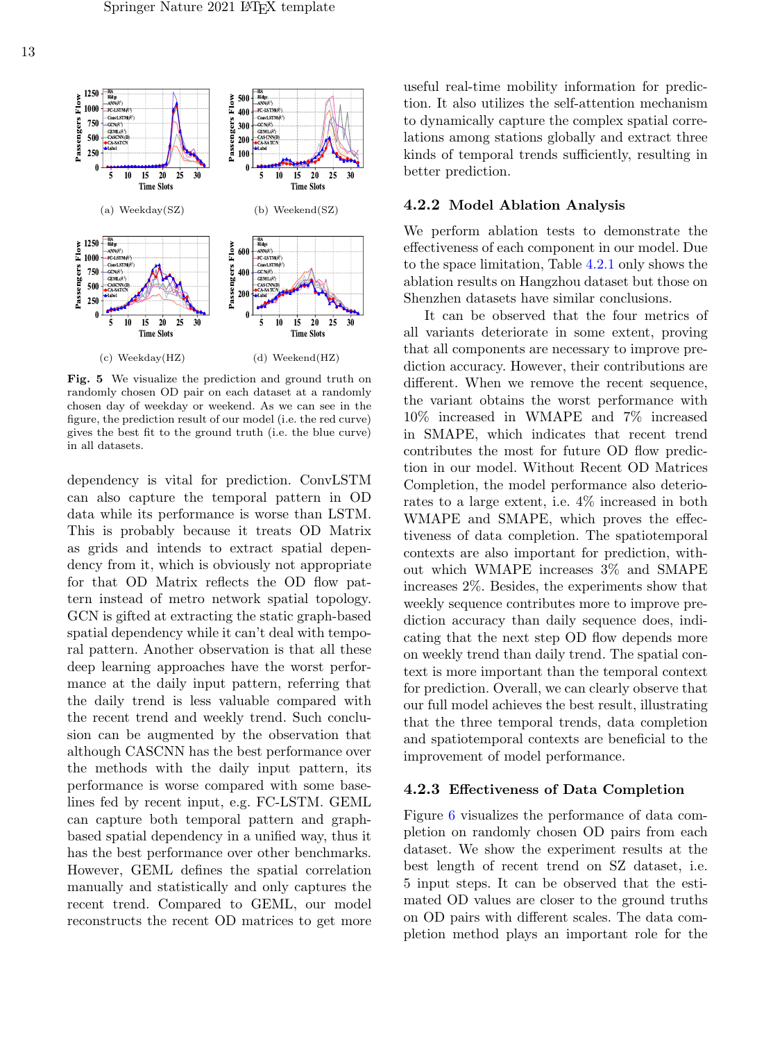(a) Weekday(SZ)

(b) Weekend(SZ)

(c) Weekday(HZ)

(d) Weekend(HZ)

**Fig. 5** We visualize the prediction and ground truth on randomly chosen OD pair on each dataset at a randomly chosen day of weekday or weekend. As we can see in the figure, the prediction result of our model (i.e. the red curve) gives the best fit to the ground truth (i.e. the blue curve) in all datasets.

dependency is vital for prediction. ConvLSTM can also capture the temporal pattern in OD data while its performance is worse than LSTM. This is probably because it treats OD Matrix as grids and intends to extract spatial dependency from it, which is obviously not appropriate for that OD Matrix reflects the OD flow pattern instead of metro network spatial topology. GCN is gifted at extracting the static graph-based spatial dependency while it can't deal with temporal pattern. Another observation is that all these deep learning approaches have the worst performance at the daily input pattern, referring that the daily trend is less valuable compared with the recent trend and weekly trend. Such conclusion can be augmented by the observation that although CASCNN has the best performance over the methods with the daily input pattern, its performance is worse compared with some baselines fed by recent input, e.g. FC-LSTM. GEML can capture both temporal pattern and graph-based spatial dependency in a unified way, thus it has the best performance over other benchmarks. However, GEML defines the spatial correlation manually and statistically and only captures the recent trend. Compared to GEML, our model reconstructs the recent OD matrices to get more useful real-time mobility information for prediction. It also utilizes the self-attention mechanism to dynamically capture the complex spatial correlations among stations globally and extract three kinds of temporal trends sufficiently, resulting in better prediction.

### 4.2.2 Model Ablation Analysis

We perform ablation tests to demonstrate the effectiveness of each component in our model. Due to the space limitation, Table 4.2.1 only shows the ablation results on Hangzhou dataset but those on Shenzhen datasets have similar conclusions.

It can be observed that the four metrics of all variants deteriorate in some extent, proving that all components are necessary to improve prediction accuracy. However, their contributions are different. When we remove the recent sequence, the variant obtains the worst performance with 10% increased in WMAPE and 7% increased in SMAPE, which indicates that recent trend contributes the most for future OD flow prediction in our model. Without Recent OD Matrices Completion, the model performance also deteriorates to a large extent, i.e. 4% increased in both WMAPE and SMAPE, which proves the effectiveness of data completion. The spatiotemporal contexts are also important for prediction, without which WMAPE increases 3% and SMAPE increases 2%. Besides, the experiments show that weekly sequence contributes more to improve prediction accuracy than daily sequence does, indicating that the next step OD flow depends more on weekly trend than daily trend. The spatial context is more important than the temporal context for prediction. Overall, we can clearly observe that our full model achieves the best result, illustrating that the three temporal trends, data completion and spatiotemporal contexts are beneficial to the improvement of model performance.

### 4.2.3 Effectiveness of Data Completion

Figure 6 visualizes the performance of data completion on randomly chosen OD pairs from each dataset. We show the experiment results at the best length of recent trend on SZ dataset, i.e. 5 input steps. It can be observed that the estimated OD values are closer to the ground truths on OD pairs with different scales. The data completion method plays an important role for the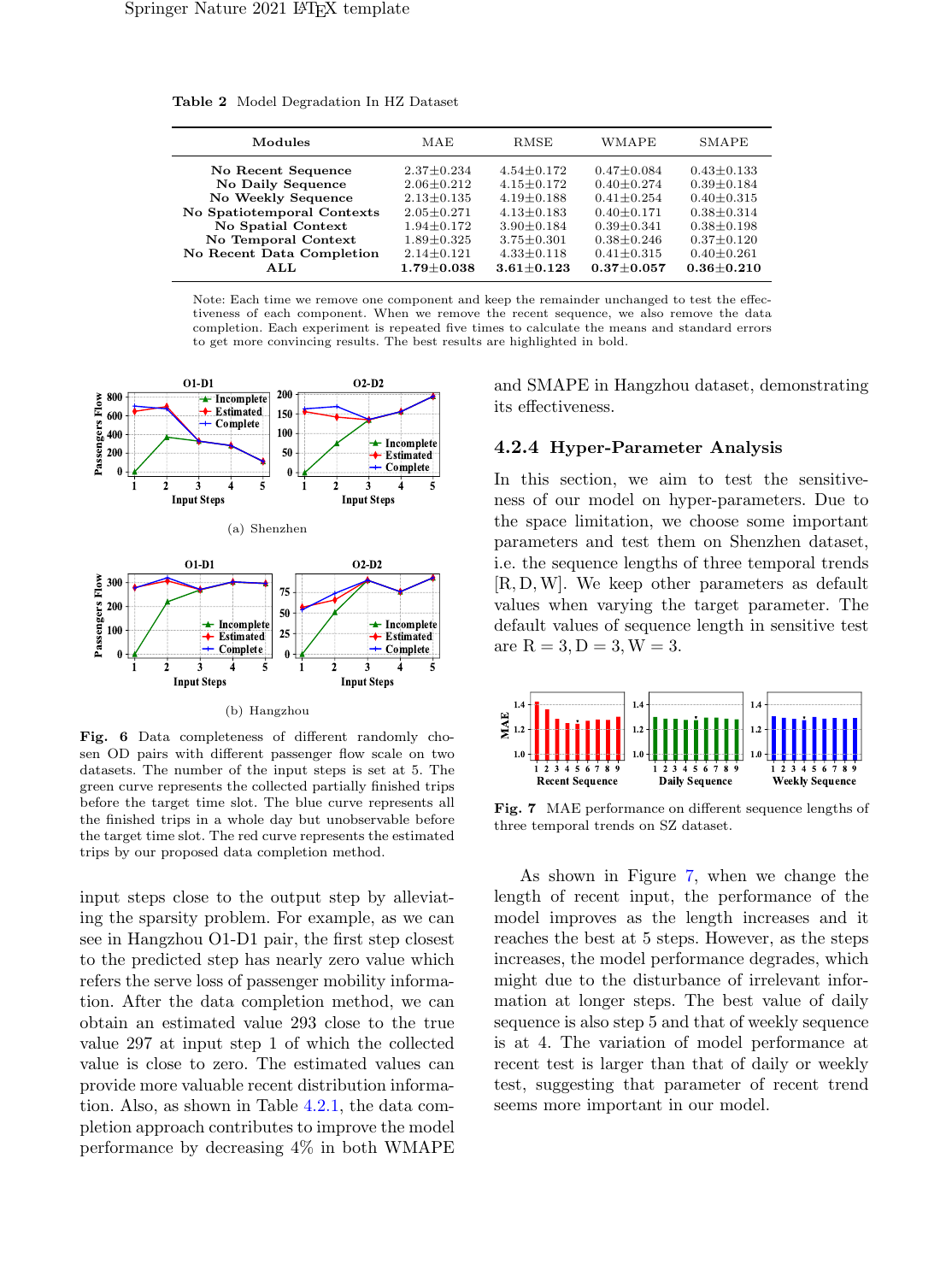**Table 2** Model Degradation In HZ Dataset

| Modules | MAE | RMSE | WMAPE | SMAPE |
|---|---|---|---|---|
| No Recent Sequence | 2.37±0.234 | 4.54±0.172 | 0.47±0.084 | 0.43±0.133 |
| No Daily Sequence | 2.06±0.212 | 4.15±0.172 | 0.40±0.274 | 0.39±0.184 |
| No Weekly Sequence | 2.13±0.135 | 4.19±0.188 | 0.41±0.254 | 0.40±0.315 |
| No Spatiotemporal Contexts | 2.05±0.271 | 4.13±0.183 | 0.40±0.171 | 0.38±0.314 |
| No Spatial Context | 1.94±0.172 | 3.90±0.184 | 0.39±0.341 | 0.38±0.198 |
| No Temporal Context | 1.89±0.325 | 3.75±0.301 | 0.38±0.246 | 0.37±0.120 |
| No Recent Data Completion | 2.14±0.121 | 4.33±0.118 | 0.41±0.315 | 0.40±0.261 |
| ALL | **1.79±0.038** | **3.61±0.123** | **0.37±0.057** | **0.36±0.210** |

Note: Each time we remove one component and keep the remainder unchanged to test the effectiveness of each component. When we remove the recent sequence, we also remove the data completion. Each experiment is repeated five times to calculate the means and standard errors to get more convincing results. The best results are highlighted in bold.

(a) Shenzhen

(b) Hangzhou

**Fig. 6** Data completeness of different randomly chosen OD pairs with different passenger flow scale on two datasets. The number of the input steps is set at 5. The green curve represents the collected partially finished trips before the target time slot. The blue curve represents all the finished trips in a whole day but unobservable before the target time slot. The red curve represents the estimated trips by our proposed data completion method.

input steps close to the output step by alleviating the sparsity problem. For example, as we can see in Hangzhou O1-D1 pair, the first step closest to the predicted step has nearly zero value which refers the serve loss of passenger mobility information. After the data completion method, we can obtain an estimated value 293 close to the true value 297 at input step 1 of which the collected value is close to zero. The estimated values can provide more valuable recent distribution information. Also, as shown in Table 4.2.1, the data completion approach contributes to improve the model performance by decreasing 4% in both WMAPE and SMAPE in Hangzhou dataset, demonstrating its effectiveness.

### 4.2.4 Hyper-Parameter Analysis

In this section, we aim to test the sensitiveness of our model on hyper-parameters. Due to the space limitation, we choose some important parameters and test them on Shenzhen dataset, i.e. the sequence lengths of three temporal trends $[\mathrm{R}, \mathrm{D}, \mathrm{W}]$. We keep other parameters as default values when varying the target parameter. The default values of sequence length in sensitive test are $\mathrm{R} = 3, \mathrm{D} = 3, \mathrm{W} = 3$.

**Fig. 7** MAE performance on different sequence lengths of three temporal trends on SZ dataset.

As shown in Figure 7, when we change the length of recent input, the performance of the model improves as the length increases and it reaches the best at 5 steps. However, as the steps increases, the model performance degrades, which might due to the disturbance of irrelevant information at longer steps. The best value of daily sequence is also step 5 and that of weekly sequence is at 4. The variation of model performance at recent test is larger than that of daily or weekly test, suggesting that parameter of recent trend seems more important in our model.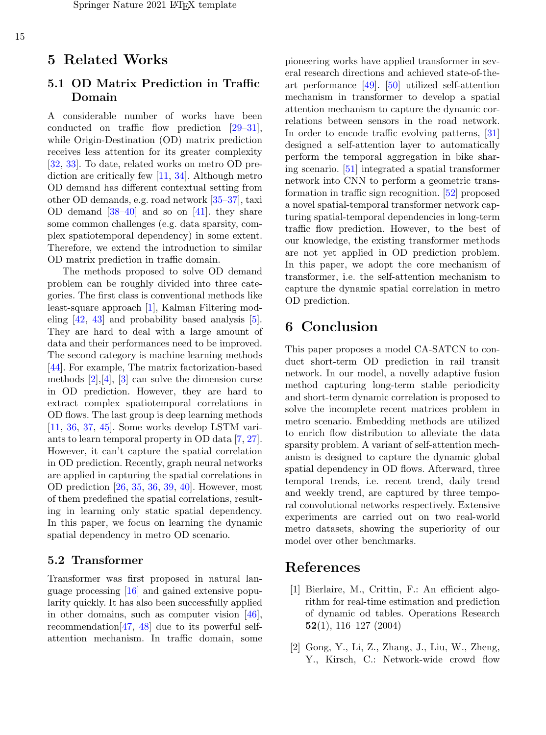# 5 Related Works

## 5.1 OD Matrix Prediction in Traffic Domain

A considerable number of works have been conducted on traffic flow prediction [29–31], while Origin-Destination (OD) matrix prediction receives less attention for its greater complexity [32, 33]. To date, related works on metro OD prediction are critically few [11, 34]. Although metro OD demand has different contextual setting from other OD demands, e.g. road network [35–37], taxi OD demand [38–40] and so on [41]. they share some common challenges (e.g. data sparsity, complex spatiotemporal dependency) in some extent. Therefore, we extend the introduction to similar OD matrix prediction in traffic domain.

The methods proposed to solve OD demand problem can be roughly divided into three categories. The first class is conventional methods like least-square approach [1], Kalman Filtering modeling [42, 43] and probability based analysis [5]. They are hard to deal with a large amount of data and their performances need to be improved. The second category is machine learning methods [44]. For example, The matrix factorization-based methods [2],[4], [3] can solve the dimension curse in OD prediction. However, they are hard to extract complex spatiotemporal correlations in OD flows. The last group is deep learning methods [11, 36, 37, 45]. Some works develop LSTM variants to learn temporal property in OD data [7, 27]. However, it can't capture the spatial correlation in OD prediction. Recently, graph neural networks are applied in capturing the spatial correlations in OD prediction [26, 35, 36, 39, 40]. However, most of them predefined the spatial correlations, resulting in learning only static spatial dependency. In this paper, we focus on learning the dynamic spatial dependency in metro OD scenario.

## 5.2 Transformer

Transformer was first proposed in natural language processing [16] and gained extensive popularity quickly. It has also been successfully applied in other domains, such as computer vision [46], recommendation[47, 48] due to its powerful self-attention mechanism. In traffic domain, some pioneering works have applied transformer in several research directions and achieved state-of-the-art performance [49]. [50] utilized self-attention mechanism in transformer to develop a spatial attention mechanism to capture the dynamic correlations between sensors in the road network. In order to encode traffic evolving patterns, [31] designed a self-attention layer to automatically perform the temporal aggregation in bike sharing scenario. [51] integrated a spatial transformer network into CNN to perform a geometric transformation in traffic sign recognition. [52] proposed a novel spatial-temporal transformer network capturing spatial-temporal dependencies in long-term traffic flow prediction. However, to the best of our knowledge, the existing transformer methods are not yet applied in OD prediction problem. In this paper, we adopt the core mechanism of transformer, i.e. the self-attention mechanism to capture the dynamic spatial correlation in metro OD prediction.

# 6 Conclusion

This paper proposes a model CA-SATCN to conduct short-term OD prediction in rail transit network. In our model, a novelly adaptive fusion method capturing long-term stable periodicity and short-term dynamic correlation is proposed to solve the incomplete recent matrices problem in metro scenario. Embedding methods are utilized to enrich flow distribution to alleviate the data sparsity problem. A variant of self-attention mechanism is designed to capture the dynamic global spatial dependency in OD flows. Afterward, three temporal trends, i.e. recent trend, daily trend and weekly trend, are captured by three temporal convolutional networks respectively. Extensive experiments are carried out on two real-world metro datasets, showing the superiority of our model over other benchmarks.

# References

[1] Bierlaire, M., Crittin, F.: An efficient algorithm for real-time estimation and prediction of dynamic od tables. Operations Research **52**(1), 116–127 (2004)

[2] Gong, Y., Li, Z., Zhang, J., Liu, W., Zheng, Y., Kirsch, C.: Network-wide crowd flow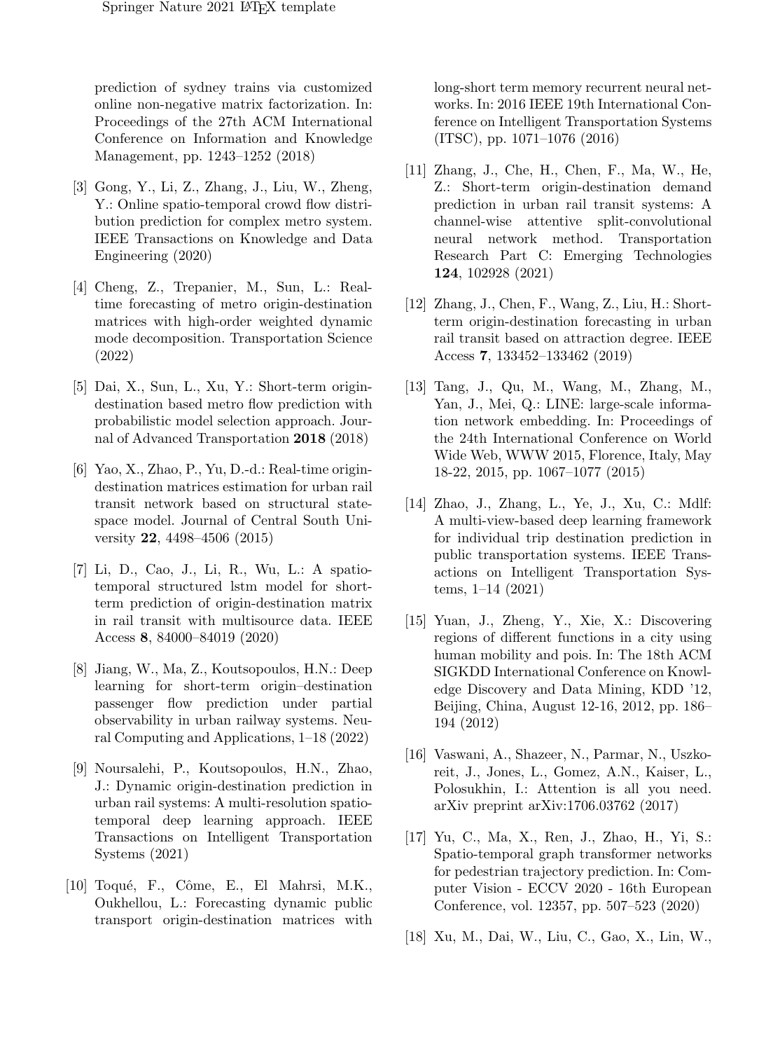prediction of sydney trains via customized online non-negative matrix factorization. In: Proceedings of the 27th ACM International Conference on Information and Knowledge Management, pp. 1243–1252 (2018)

[3] Gong, Y., Li, Z., Zhang, J., Liu, W., Zheng, Y.: Online spatio-temporal crowd flow distribution prediction for complex metro system. IEEE Transactions on Knowledge and Data Engineering (2020)

[4] Cheng, Z., Trepanier, M., Sun, L.: Real-time forecasting of metro origin-destination matrices with high-order weighted dynamic mode decomposition. Transportation Science (2022)

[5] Dai, X., Sun, L., Xu, Y.: Short-term origin-destination based metro flow prediction with probabilistic model selection approach. Journal of Advanced Transportation **2018** (2018)

[6] Yao, X., Zhao, P., Yu, D.-d.: Real-time origin-destination matrices estimation for urban rail transit network based on structural state-space model. Journal of Central South University **22**, 4498–4506 (2015)

[7] Li, D., Cao, J., Li, R., Wu, L.: A spatio-temporal structured lstm model for short-term prediction of origin-destination matrix in rail transit with multisource data. IEEE Access **8**, 84000–84019 (2020)

[8] Jiang, W., Ma, Z., Koutsopoulos, H.N.: Deep learning for short-term origin–destination passenger flow prediction under partial observability in urban railway systems. Neural Computing and Applications, 1–18 (2022)

[9] Noursalehi, P., Koutsopoulos, H.N., Zhao, J.: Dynamic origin-destination prediction in urban rail systems: A multi-resolution spatio-temporal deep learning approach. IEEE Transactions on Intelligent Transportation Systems (2021)

[10] Toqué, F., Côme, E., El Mahrsi, M.K., Oukhellou, L.: Forecasting dynamic public transport origin-destination matrices with long-short term memory recurrent neural networks. In: 2016 IEEE 19th International Conference on Intelligent Transportation Systems (ITSC), pp. 1071–1076 (2016)

[11] Zhang, J., Che, H., Chen, F., Ma, W., He, Z.: Short-term origin-destination demand prediction in urban rail transit systems: A channel-wise attentive split-convolutional neural network method. Transportation Research Part C: Emerging Technologies **124**, 102928 (2021)

[12] Zhang, J., Chen, F., Wang, Z., Liu, H.: Short-term origin-destination forecasting in urban rail transit based on attraction degree. IEEE Access **7**, 133452–133462 (2019)

[13] Tang, J., Qu, M., Wang, M., Zhang, M., Yan, J., Mei, Q.: LINE: large-scale information network embedding. In: Proceedings of the 24th International Conference on World Wide Web, WWW 2015, Florence, Italy, May 18-22, 2015, pp. 1067–1077 (2015)

[14] Zhao, J., Zhang, L., Ye, J., Xu, C.: Mdlf: A multi-view-based deep learning framework for individual trip destination prediction in public transportation systems. IEEE Transactions on Intelligent Transportation Systems, 1–14 (2021)

[15] Yuan, J., Zheng, Y., Xie, X.: Discovering regions of different functions in a city using human mobility and pois. In: The 18th ACM SIGKDD International Conference on Knowledge Discovery and Data Mining, KDD '12, Beijing, China, August 12-16, 2012, pp. 186–194 (2012)

[16] Vaswani, A., Shazeer, N., Parmar, N., Uszkoreit, J., Jones, L., Gomez, A.N., Kaiser, L., Polosukhin, I.: Attention is all you need. arXiv preprint arXiv:1706.03762 (2017)

[17] Yu, C., Ma, X., Ren, J., Zhao, H., Yi, S.: Spatio-temporal graph transformer networks for pedestrian trajectory prediction. In: Computer Vision - ECCV 2020 - 16th European Conference, vol. 12357, pp. 507–523 (2020)

[18] Xu, M., Dai, W., Liu, C., Gao, X., Lin, W.,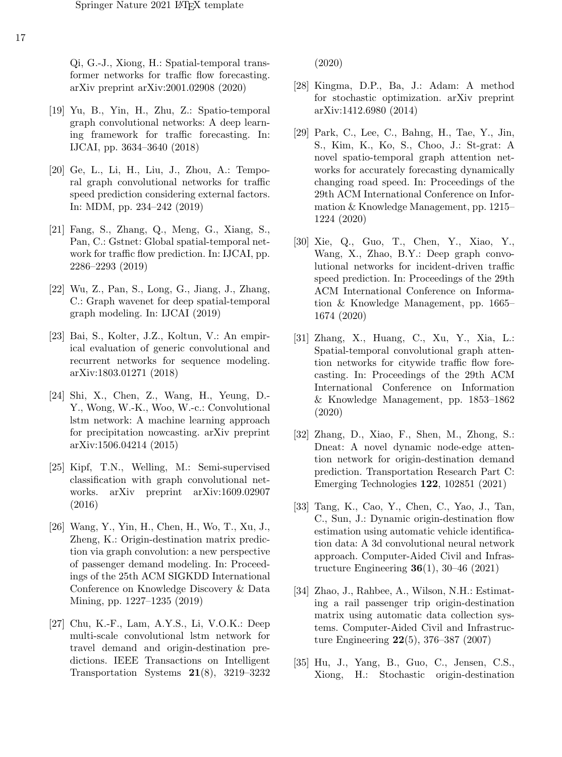Qi, G.-J., Xiong, H.: Spatial-temporal transformer networks for traffic flow forecasting. arXiv preprint arXiv:2001.02908 (2020)

[19] Yu, B., Yin, H., Zhu, Z.: Spatio-temporal graph convolutional networks: A deep learning framework for traffic forecasting. In: IJCAI, pp. 3634–3640 (2018)

[20] Ge, L., Li, H., Liu, J., Zhou, A.: Temporal graph convolutional networks for traffic speed prediction considering external factors. In: MDM, pp. 234–242 (2019)

[21] Fang, S., Zhang, Q., Meng, G., Xiang, S., Pan, C.: Gstnet: Global spatial-temporal network for traffic flow prediction. In: IJCAI, pp. 2286–2293 (2019)

[22] Wu, Z., Pan, S., Long, G., Jiang, J., Zhang, C.: Graph wavenet for deep spatial-temporal graph modeling. In: IJCAI (2019)

[23] Bai, S., Kolter, J.Z., Koltun, V.: An empirical evaluation of generic convolutional and recurrent networks for sequence modeling. arXiv:1803.01271 (2018)

[24] Shi, X., Chen, Z., Wang, H., Yeung, D.-Y., Wong, W.-K., Woo, W.-c.: Convolutional lstm network: A machine learning approach for precipitation nowcasting. arXiv preprint arXiv:1506.04214 (2015)

[25] Kipf, T.N., Welling, M.: Semi-supervised classification with graph convolutional networks. arXiv preprint arXiv:1609.02907 (2016)

[26] Wang, Y., Yin, H., Chen, H., Wo, T., Xu, J., Zheng, K.: Origin-destination matrix prediction via graph convolution: a new perspective of passenger demand modeling. In: Proceedings of the 25th ACM SIGKDD International Conference on Knowledge Discovery & Data Mining, pp. 1227–1235 (2019)

[27] Chu, K.-F., Lam, A.Y.S., Li, V.O.K.: Deep multi-scale convolutional lstm network for travel demand and origin-destination predictions. IEEE Transactions on Intelligent Transportation Systems **21**(8), 3219–3232 (2020)

[28] Kingma, D.P., Ba, J.: Adam: A method for stochastic optimization. arXiv preprint arXiv:1412.6980 (2014)

[29] Park, C., Lee, C., Bahng, H., Tae, Y., Jin, S., Kim, K., Ko, S., Choo, J.: St-grat: A novel spatio-temporal graph attention networks for accurately forecasting dynamically changing road speed. In: Proceedings of the 29th ACM International Conference on Information & Knowledge Management, pp. 1215–1224 (2020)

[30] Xie, Q., Guo, T., Chen, Y., Xiao, Y., Wang, X., Zhao, B.Y.: Deep graph convolutional networks for incident-driven traffic speed prediction. In: Proceedings of the 29th ACM International Conference on Information & Knowledge Management, pp. 1665–1674 (2020)

[31] Zhang, X., Huang, C., Xu, Y., Xia, L.: Spatial-temporal convolutional graph attention networks for citywide traffic flow forecasting. In: Proceedings of the 29th ACM International Conference on Information & Knowledge Management, pp. 1853–1862 (2020)

[32] Zhang, D., Xiao, F., Shen, M., Zhong, S.: Dneat: A novel dynamic node-edge attention network for origin-destination demand prediction. Transportation Research Part C: Emerging Technologies **122**, 102851 (2021)

[33] Tang, K., Cao, Y., Chen, C., Yao, J., Tan, C., Sun, J.: Dynamic origin-destination flow estimation using automatic vehicle identification data: A 3d convolutional neural network approach. Computer-Aided Civil and Infrastructure Engineering **36**(1), 30–46 (2021)

[34] Zhao, J., Rahbee, A., Wilson, N.H.: Estimating a rail passenger trip origin-destination matrix using automatic data collection systems. Computer-Aided Civil and Infrastructure Engineering **22**(5), 376–387 (2007)

[35] Hu, J., Yang, B., Guo, C., Jensen, C.S., Xiong, H.: Stochastic origin-destination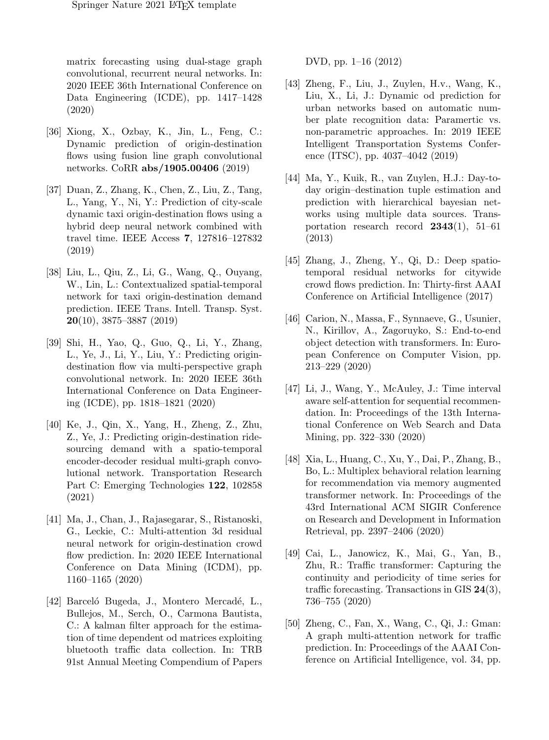matrix forecasting using dual-stage graph convolutional, recurrent neural networks. In: 2020 IEEE 36th International Conference on Data Engineering (ICDE), pp. 1417–1428 (2020)

[36] Xiong, X., Ozbay, K., Jin, L., Feng, C.: Dynamic prediction of origin-destination flows using fusion line graph convolutional networks. CoRR **abs/1905.00406** (2019)

[37] Duan, Z., Zhang, K., Chen, Z., Liu, Z., Tang, L., Yang, Y., Ni, Y.: Prediction of city-scale dynamic taxi origin-destination flows using a hybrid deep neural network combined with travel time. IEEE Access **7**, 127816–127832 (2019)

[38] Liu, L., Qiu, Z., Li, G., Wang, Q., Ouyang, W., Lin, L.: Contextualized spatial-temporal network for taxi origin-destination demand prediction. IEEE Trans. Intell. Transp. Syst. **20**(10), 3875–3887 (2019)

[39] Shi, H., Yao, Q., Guo, Q., Li, Y., Zhang, L., Ye, J., Li, Y., Liu, Y.: Predicting origin-destination flow via multi-perspective graph convolutional network. In: 2020 IEEE 36th International Conference on Data Engineering (ICDE), pp. 1818–1821 (2020)

[40] Ke, J., Qin, X., Yang, H., Zheng, Z., Zhu, Z., Ye, J.: Predicting origin-destination ride-sourcing demand with a spatio-temporal encoder-decoder residual multi-graph convolutional network. Transportation Research Part C: Emerging Technologies **122**, 102858 (2021)

[41] Ma, J., Chan, J., Rajasegarar, S., Ristanoski, G., Leckie, C.: Multi-attention 3d residual neural network for origin-destination crowd flow prediction. In: 2020 IEEE International Conference on Data Mining (ICDM), pp. 1160–1165 (2020)

[42] Barceló Bugeda, J., Montero Mercadé, L., Bullejos, M., Serch, O., Carmona Bautista, C.: A kalman filter approach for the estimation of time dependent od matrices exploiting bluetooth traffic data collection. In: TRB 91st Annual Meeting Compendium of Papers DVD, pp. 1–16 (2012)

[43] Zheng, F., Liu, J., Zuylen, H.v., Wang, K., Liu, X., Li, J.: Dynamic od prediction for urban networks based on automatic number plate recognition data: Paramertic vs. non-parametric approaches. In: 2019 IEEE Intelligent Transportation Systems Conference (ITSC), pp. 4037–4042 (2019)

[44] Ma, Y., Kuik, R., van Zuylen, H.J.: Day-to-day origin–destination tuple estimation and prediction with hierarchical bayesian networks using multiple data sources. Transportation research record **2343**(1), 51–61 (2013)

[45] Zhang, J., Zheng, Y., Qi, D.: Deep spatio-temporal residual networks for citywide crowd flows prediction. In: Thirty-first AAAI Conference on Artificial Intelligence (2017)

[46] Carion, N., Massa, F., Synnaeve, G., Usunier, N., Kirillov, A., Zagoruyko, S.: End-to-end object detection with transformers. In: European Conference on Computer Vision, pp. 213–229 (2020)

[47] Li, J., Wang, Y., McAuley, J.: Time interval aware self-attention for sequential recommendation. In: Proceedings of the 13th International Conference on Web Search and Data Mining, pp. 322–330 (2020)

[48] Xia, L., Huang, C., Xu, Y., Dai, P., Zhang, B., Bo, L.: Multiplex behavioral relation learning for recommendation via memory augmented transformer network. In: Proceedings of the 43rd International ACM SIGIR Conference on Research and Development in Information Retrieval, pp. 2397–2406 (2020)

[49] Cai, L., Janowicz, K., Mai, G., Yan, B., Zhu, R.: Traffic transformer: Capturing the continuity and periodicity of time series for traffic forecasting. Transactions in GIS **24**(3), 736–755 (2020)

[50] Zheng, C., Fan, X., Wang, C., Qi, J.: Gman: A graph multi-attention network for traffic prediction. In: Proceedings of the AAAI Conference on Artificial Intelligence, vol. 34, pp.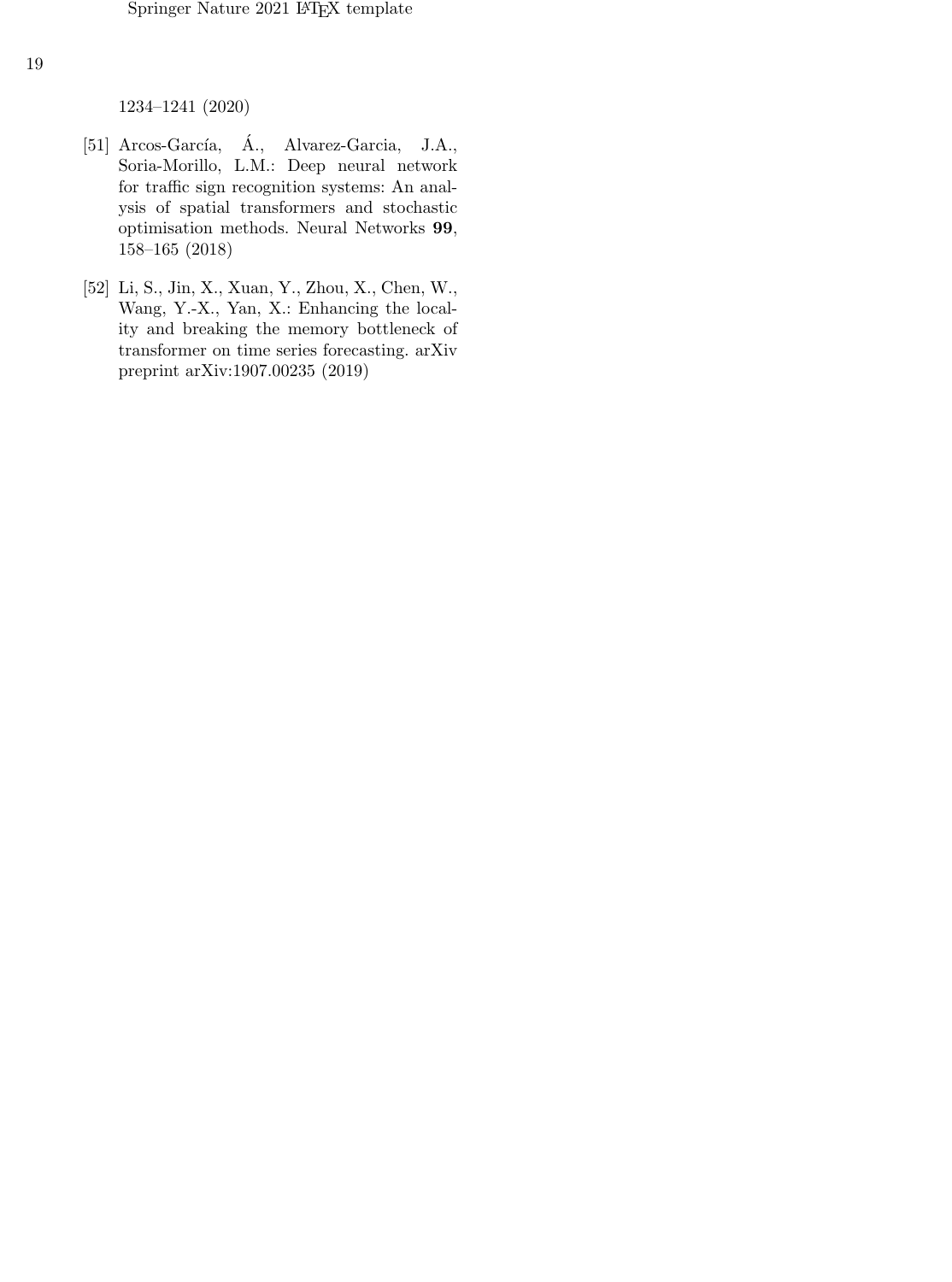1234–1241 (2020)

[51] Arcos-García, Á., Alvarez-Garcia, J.A., Soria-Morillo, L.M.: Deep neural network for traffic sign recognition systems: An analysis of spatial transformers and stochastic optimisation methods. Neural Networks **99**, 158–165 (2018)

[52] Li, S., Jin, X., Xuan, Y., Zhou, X., Chen, W., Wang, Y.-X., Yan, X.: Enhancing the locality and breaking the memory bottleneck of transformer on time series forecasting. arXiv preprint arXiv:1907.00235 (2019)